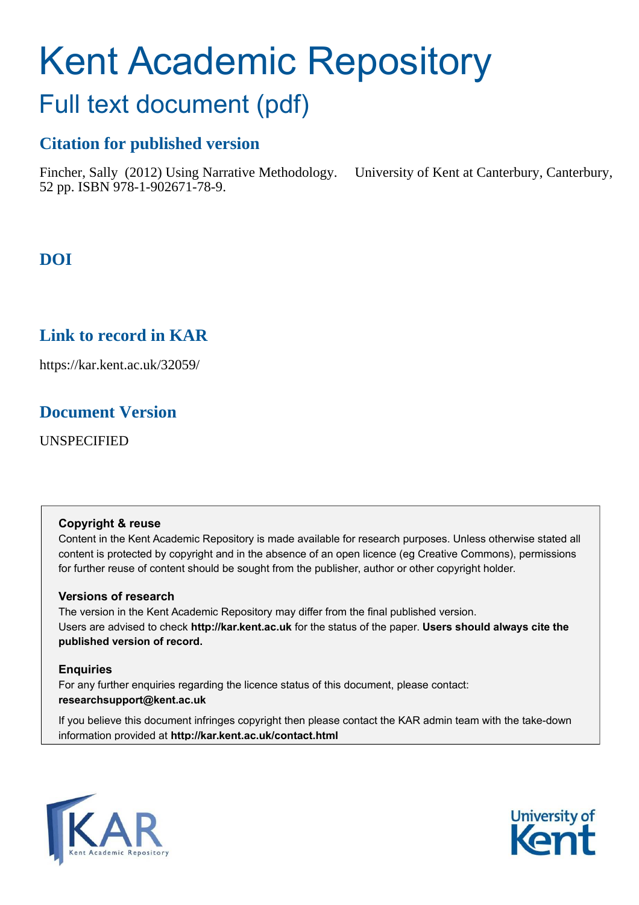# Kent Academic Repository

## Full text document (pdf)

### Citation for published version

Fincher, Sally (2012) Using Narrative Methodology. University of Kent at Canterbury, Canterbury, 52 pp. ISBN 978-1-902671-78-9.

### DOI

### Link to record in KAR

https://kar.kent.ac.uk/32059/

### Document Version

UNSPECIFIED

**Copyright & reuse**

Content in the Kent Academic Repository is made available for research purposes. Unless otherwise stated all content is protected by copyright and in the absence of an open licence (eg Creative Commons), permissions for further reuse of content should be sought from the publisher, author or other copyright holder.

**Versions of research**

The version in the Kent Academic Repository may differ from the final published version. Users are advised to check **http://kar.kent.ac.uk** for the status of the paper. **Users should always cite the published version of record.**

**Enquiries**

For any further enquiries regarding the licence status of this document, please contact: **researchsupport@kent.ac.uk**

If you believe this document infringes copyright then please contact the KAR admin team with the take-down information provided at **http://kar.kent.ac.uk/contact.html**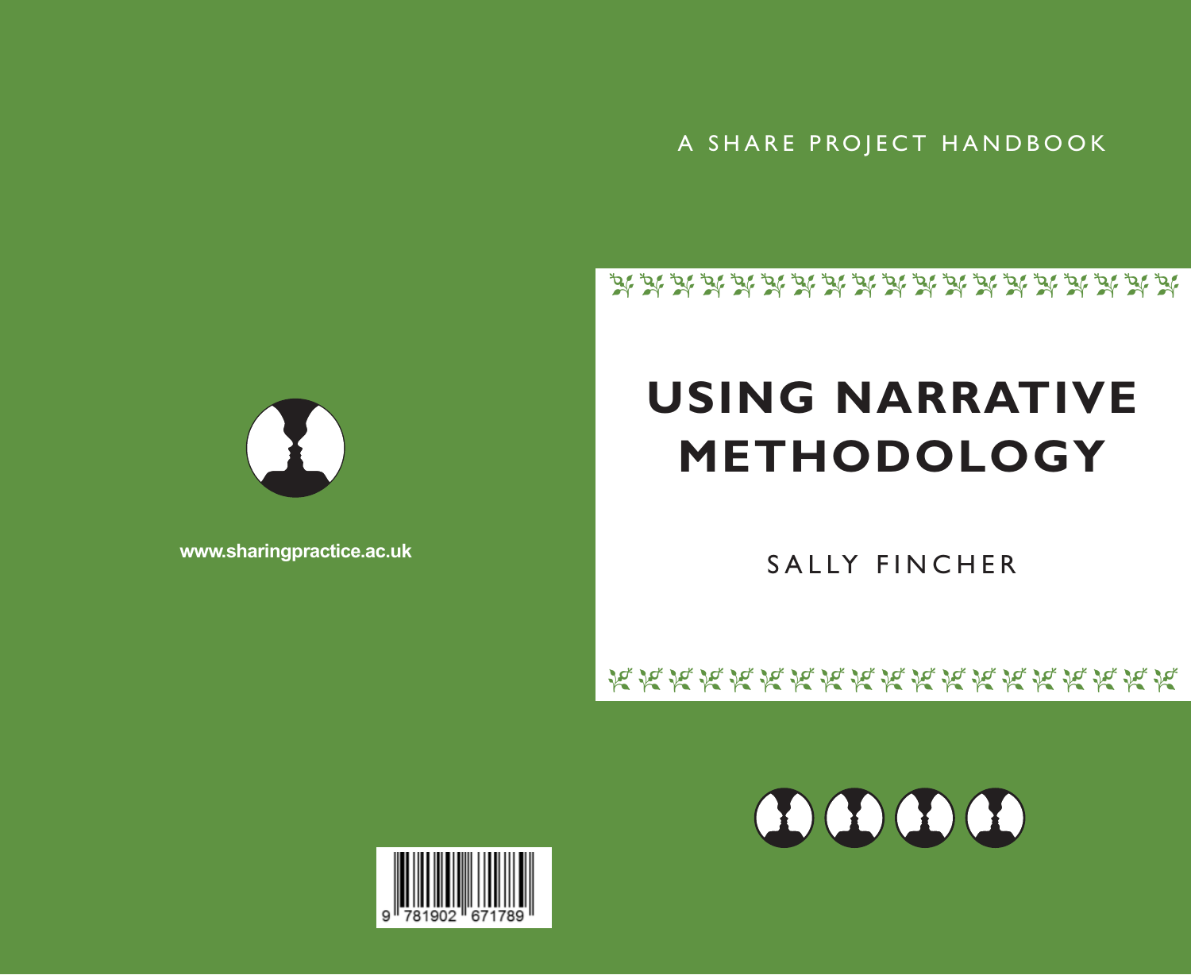A SHARE PROJECT HANDBOOK

# USING NARRATIVE METHODOLOGY

SALLY FINCHER

www.sharingpractice.ac.uk

9 781902 671789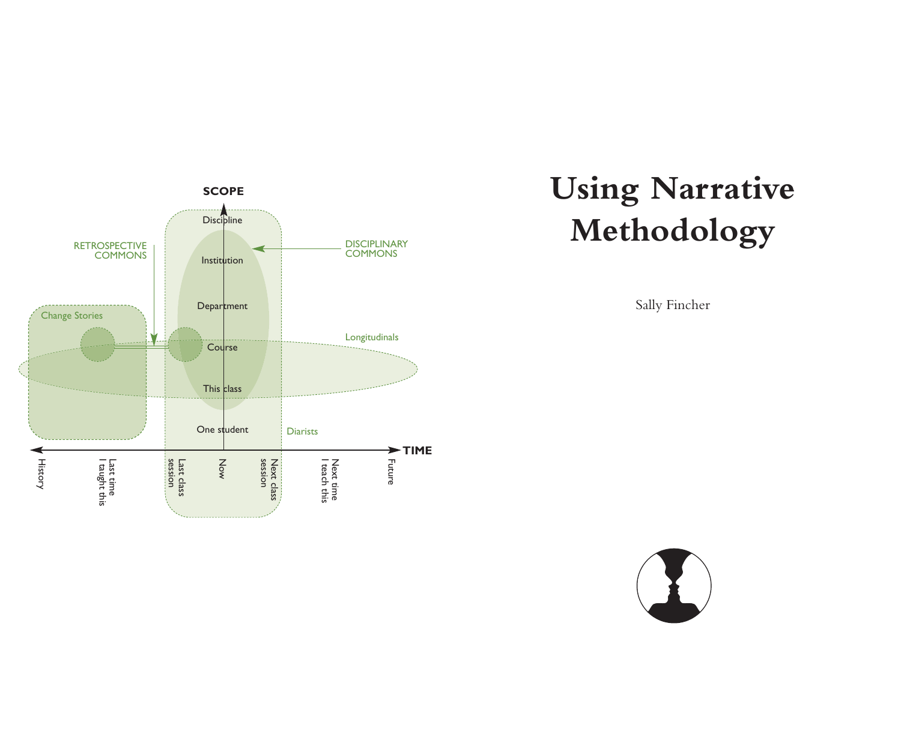# Using Narrative Methodology

Sally Fincher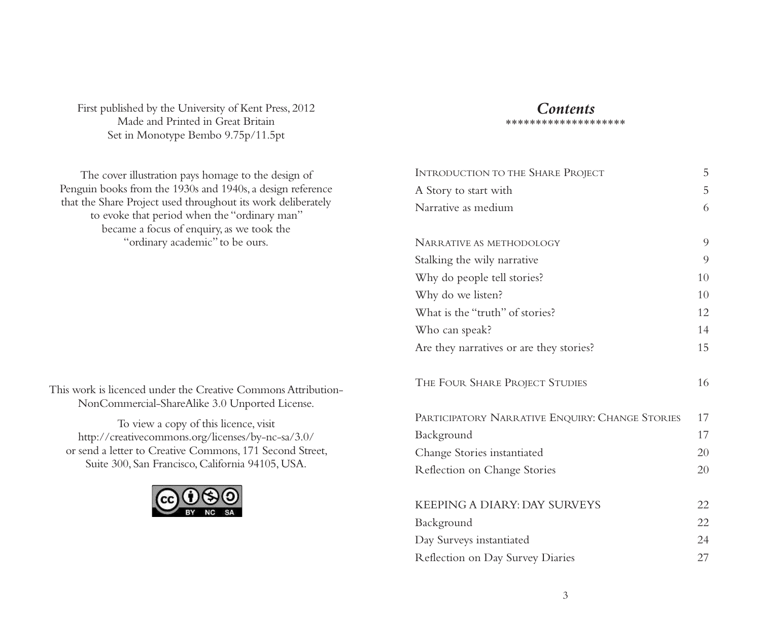First published by the University of Kent Press, 2012
Made and Printed in Great Britain
Set in Monotype Bembo 9.75p/11.5pt

The cover illustration pays homage to the design of Penguin books from the 1930s and 1940s, a design reference that the Share Project used throughout its work deliberately to evoke that period when the "ordinary man" became a focus of enquiry, as we took the "ordinary academic" to be ours.

This work is licenced under the Creative Commons Attribution-NonCommercial-ShareAlike 3.0 Unported License.

To view a copy of this licence, visit http://creativecommons.org/licenses/by-nc-sa/3.0/ or send a letter to Creative Commons, 171 Second Street, Suite 300, San Francisco, California 94105, USA.

# *Contents*

********************

| | |
|---|---|
| Introduction to the Share Project | 5 |
| A Story to start with | 5 |
| Narrative as medium | 6 |
| | |
| Narrative as methodology | 9 |
| Stalking the wily narrative | 9 |
| Why do people tell stories? | 10 |
| Why do we listen? | 10 |
| What is the "truth" of stories? | 12 |
| Who can speak? | 14 |
| Are they narratives or are they stories? | 15 |
| | |
| The Four Share Project Studies | 16 |
| | |
| Participatory Narrative Enquiry: Change Stories | 17 |
| Background | 17 |
| Change Stories instantiated | 20 |
| Reflection on Change Stories | 20 |
| | |
| KEEPING A DIARY: DAY SURVEYS | 22 |
| Background | 22 |
| Day Surveys instantiated | 24 |
| Reflection on Day Survey Diaries | 27 |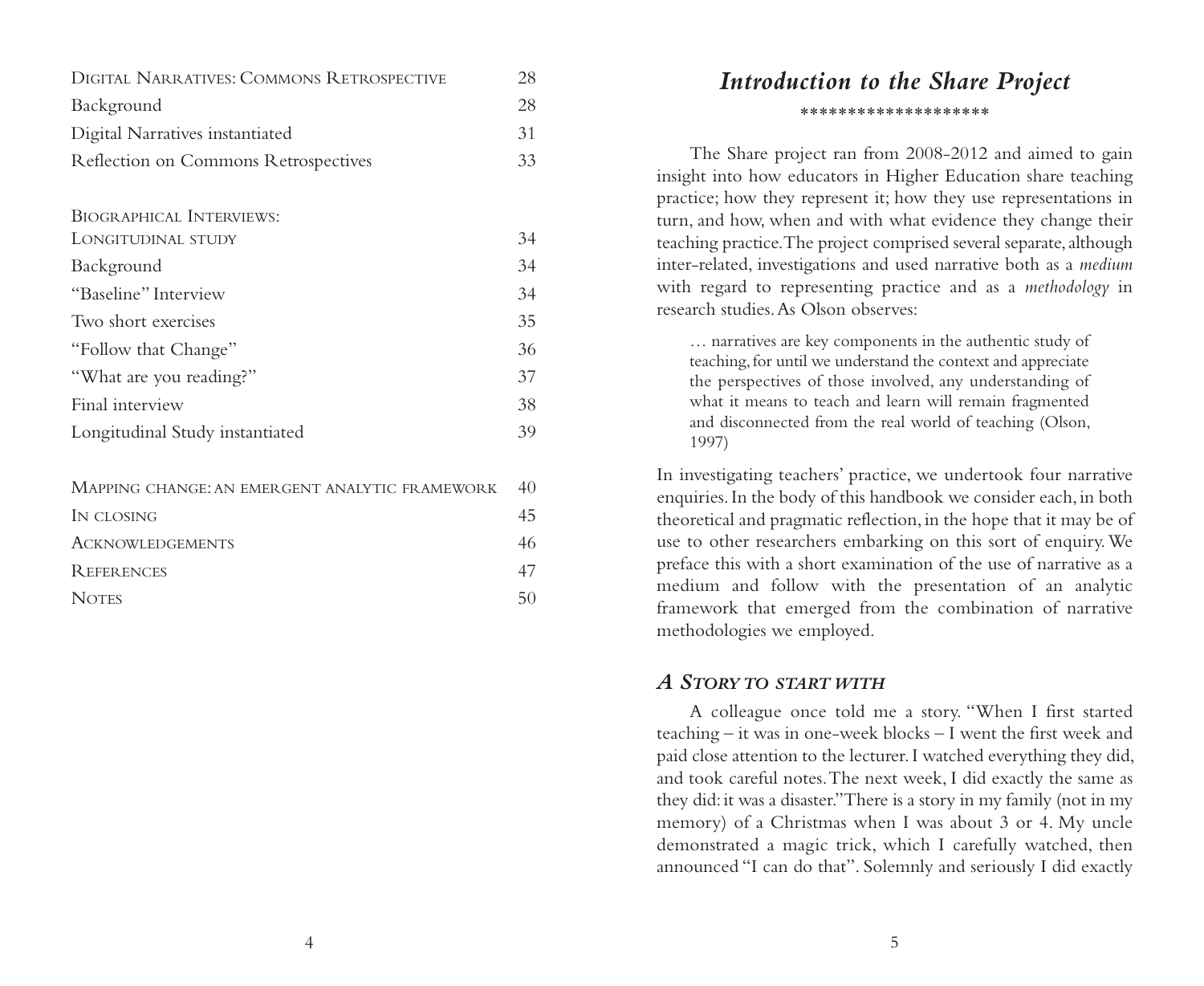| | |
|---|---|
| Digital Narratives: Commons Retrospective | 28 |
| Background | 28 |
| Digital Narratives instantiated | 31 |
| Reflection on Commons Retrospectives | 33 |
| | |
| Biographical Interviews: Longitudinal study | 34 |
| Background | 34 |
| "Baseline" Interview | 34 |
| Two short exercises | 35 |
| "Follow that Change" | 36 |
| "What are you reading?" | 37 |
| Final interview | 38 |
| Longitudinal Study instantiated | 39 |
| | |
| Mapping change: an emergent analytic framework | 40 |
| In closing | 45 |
| Acknowledgements | 46 |
| References | 47 |
| Notes | 50 |

# *Introduction to the Share Project*

\*\*\*\*\*\*\*\*\*\*\*\*\*\*\*\*\*\*\*

The Share project ran from 2008-2012 and aimed to gain insight into how educators in Higher Education share teaching practice; how they represent it; how they use representations in turn, and how, when and with what evidence they change their teaching practice. The project comprised several separate, although inter-related, investigations and used narrative both as a *medium* with regard to representing practice and as a *methodology* in research studies. As Olson observes:

> … narratives are key components in the authentic study of teaching, for until we understand the context and appreciate the perspectives of those involved, any understanding of what it means to teach and learn will remain fragmented and disconnected from the real world of teaching (Olson, 1997)

In investigating teachers' practice, we undertook four narrative enquiries. In the body of this handbook we consider each, in both theoretical and pragmatic reflection, in the hope that it may be of use to other researchers embarking on this sort of enquiry. We preface this with a short examination of the use of narrative as a medium and follow with the presentation of an analytic framework that emerged from the combination of narrative methodologies we employed.

## *A Story to start with*

A colleague once told me a story. "When I first started teaching – it was in one-week blocks – I went the first week and paid close attention to the lecturer. I watched everything they did, and took careful notes. The next week, I did exactly the same as they did: it was a disaster." There is a story in my family (not in my memory) of a Christmas when I was about 3 or 4. My uncle demonstrated a magic trick, which I carefully watched, then announced "I can do that". Solemnly and seriously I did exactly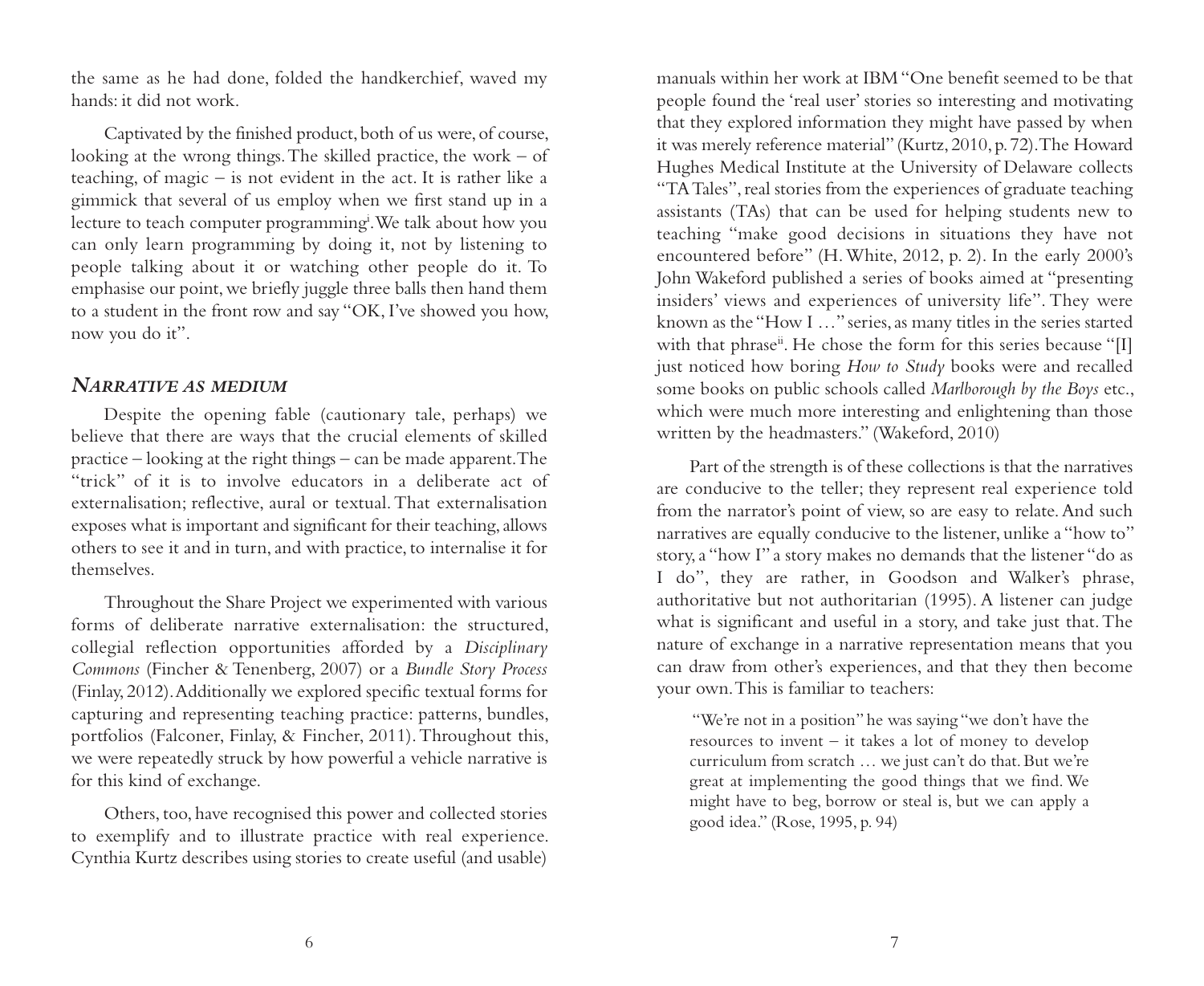the same as he had done, folded the handkerchief, waved my hands: it did not work.

Captivated by the finished product, both of us were, of course, looking at the wrong things. The skilled practice, the work – of teaching, of magic – is not evident in the act. It is rather like a gimmick that several of us employ when we first stand up in a lecture to teach computer programming[i]. We talk about how you can only learn programming by doing it, not by listening to people talking about it or watching other people do it. To emphasise our point, we briefly juggle three balls then hand them to a student in the front row and say "OK, I've showed you how, now you do it".

### *Narrative as medium*

Despite the opening fable (cautionary tale, perhaps) we believe that there are ways that the crucial elements of skilled practice – looking at the right things – can be made apparent. The "trick" of it is to involve educators in a deliberate act of externalisation; reflective, aural or textual. That externalisation exposes what is important and significant for their teaching, allows others to see it and in turn, and with practice, to internalise it for themselves.

Throughout the Share Project we experimented with various forms of deliberate narrative externalisation: the structured, collegial reflection opportunities afforded by a *Disciplinary Commons* (Fincher & Tenenberg, 2007) or a *Bundle Story Process* (Finlay, 2012). Additionally we explored specific textual forms for capturing and representing teaching practice: patterns, bundles, portfolios (Falconer, Finlay, & Fincher, 2011). Throughout this, we were repeatedly struck by how powerful a vehicle narrative is for this kind of exchange.

Others, too, have recognised this power and collected stories to exemplify and to illustrate practice with real experience. Cynthia Kurtz describes using stories to create useful (and usable) manuals within her work at IBM "One benefit seemed to be that people found the 'real user' stories so interesting and motivating that they explored information they might have passed by when it was merely reference material" (Kurtz, 2010, p. 72). The Howard Hughes Medical Institute at the University of Delaware collects "TA Tales", real stories from the experiences of graduate teaching assistants (TAs) that can be used for helping students new to teaching "make good decisions in situations they have not encountered before" (H. White, 2012, p. 2). In the early 2000's John Wakeford published a series of books aimed at "presenting insiders' views and experiences of university life". They were known as the "How I …" series, as many titles in the series started with that phrase[ii]. He chose the form for this series because "[I] just noticed how boring *How to Study* books were and recalled some books on public schools called *Marlborough by the Boys* etc., which were much more interesting and enlightening than those written by the headmasters." (Wakeford, 2010)

Part of the strength is of these collections is that the narratives are conducive to the teller; they represent real experience told from the narrator's point of view, so are easy to relate. And such narratives are equally conducive to the listener, unlike a "how to" story, a "how I" a story makes no demands that the listener "do as I do", they are rather, in Goodson and Walker's phrase, authoritative but not authoritarian (1995). A listener can judge what is significant and useful in a story, and take just that. The nature of exchange in a narrative representation means that you can draw from other's experiences, and that they then become your own. This is familiar to teachers:

> "We're not in a position" he was saying "we don't have the resources to invent – it takes a lot of money to develop curriculum from scratch … we just can't do that. But we're great at implementing the good things that we find. We might have to beg, borrow or steal is, but we can apply a good idea." (Rose, 1995, p. 94)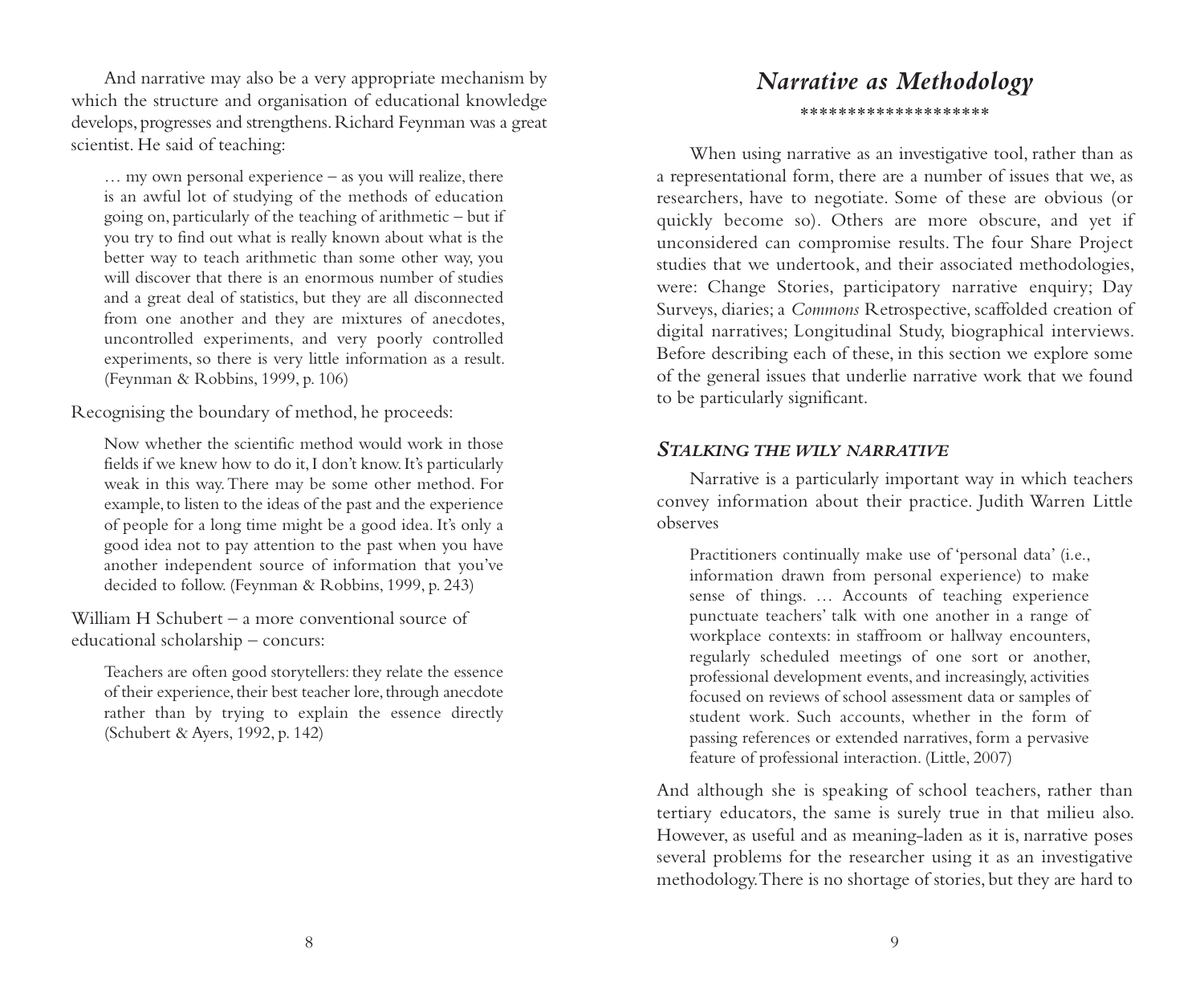And narrative may also be a very appropriate mechanism by which the structure and organisation of educational knowledge develops, progresses and strengthens. Richard Feynman was a great scientist. He said of teaching:

> … my own personal experience – as you will realize, there is an awful lot of studying of the methods of education going on, particularly of the teaching of arithmetic – but if you try to find out what is really known about what is the better way to teach arithmetic than some other way, you will discover that there is an enormous number of studies and a great deal of statistics, but they are all disconnected from one another and they are mixtures of anecdotes, uncontrolled experiments, and very poorly controlled experiments, so there is very little information as a result. (Feynman & Robbins, 1999, p. 106)

Recognising the boundary of method, he proceeds:

> Now whether the scientific method would work in those fields if we knew how to do it, I don't know. It's particularly weak in this way. There may be some other method. For example, to listen to the ideas of the past and the experience of people for a long time might be a good idea. It's only a good idea not to pay attention to the past when you have another independent source of information that you've decided to follow. (Feynman & Robbins, 1999, p. 243)

William H Schubert – a more conventional source of educational scholarship – concurs:

> Teachers are often good storytellers: they relate the essence of their experience, their best teacher lore, through anecdote rather than by trying to explain the essence directly (Schubert & Ayers, 1992, p. 142)

# *Narrative as Methodology*

\*\*\*\*\*\*\*\*\*\*\*\*\*\*\*\*\*\*\*

When using narrative as an investigative tool, rather than as a representational form, there are a number of issues that we, as researchers, have to negotiate. Some of these are obvious (or quickly become so). Others are more obscure, and yet if unconsidered can compromise results. The four Share Project studies that we undertook, and their associated methodologies, were: Change Stories, participatory narrative enquiry; Day Surveys, diaries; a *Commons* Retrospective, scaffolded creation of digital narratives; Longitudinal Study, biographical interviews. Before describing each of these, in this section we explore some of the general issues that underlie narrative work that we found to be particularly significant.

## *Stalking the Wily Narrative*

Narrative is a particularly important way in which teachers convey information about their practice. Judith Warren Little observes

> Practitioners continually make use of 'personal data' (i.e., information drawn from personal experience) to make sense of things. … Accounts of teaching experience punctuate teachers' talk with one another in a range of workplace contexts: in staffroom or hallway encounters, regularly scheduled meetings of one sort or another, professional development events, and increasingly, activities focused on reviews of school assessment data or samples of student work. Such accounts, whether in the form of passing references or extended narratives, form a pervasive feature of professional interaction. (Little, 2007)

And although she is speaking of school teachers, rather than tertiary educators, the same is surely true in that milieu also. However, as useful and as meaning-laden as it is, narrative poses several problems for the researcher using it as an investigative methodology. There is no shortage of stories, but they are hard to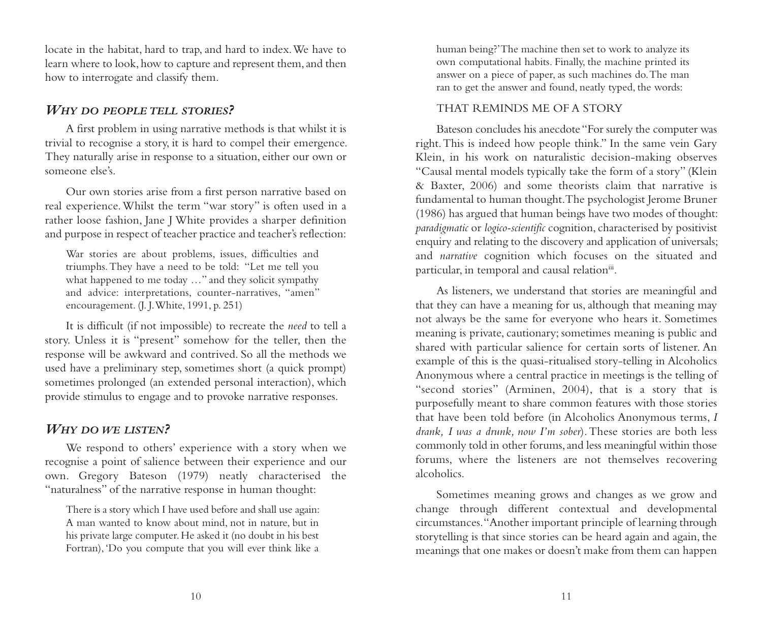locate in the habitat, hard to trap, and hard to index. We have to learn where to look, how to capture and represent them, and then how to interrogate and classify them.

### *Why do people tell stories?*

A first problem in using narrative methods is that whilst it is trivial to recognise a story, it is hard to compel their emergence. They naturally arise in response to a situation, either our own or someone else's.

Our own stories arise from a first person narrative based on real experience. Whilst the term "war story" is often used in a rather loose fashion, Jane J White provides a sharper definition and purpose in respect of teacher practice and teacher's reflection:

> War stories are about problems, issues, difficulties and triumphs. They have a need to be told: "Let me tell you what happened to me today …" and they solicit sympathy and advice: interpretations, counter-narratives, "amen" encouragement. (J. J. White, 1991, p. 251)

It is difficult (if not impossible) to recreate the *need* to tell a story. Unless it is "present" somehow for the teller, then the response will be awkward and contrived. So all the methods we used have a preliminary step, sometimes short (a quick prompt) sometimes prolonged (an extended personal interaction), which provide stimulus to engage and to provoke narrative responses.

### *Why do we listen?*

We respond to others' experience with a story when we recognise a point of salience between their experience and our own. Gregory Bateson (1979) neatly characterised the "naturalness" of the narrative response in human thought:

> There is a story which I have used before and shall use again: A man wanted to know about mind, not in nature, but in his private large computer. He asked it (no doubt in his best Fortran), 'Do you compute that you will ever think like a human being?' The machine then set to work to analyze its own computational habits. Finally, the machine printed its answer on a piece of paper, as such machines do. The man ran to get the answer and found, neatly typed, the words:
>
> THAT REMINDS ME OF A STORY

Bateson concludes his anecdote "For surely the computer was right. This is indeed how people think." In the same vein Gary Klein, in his work on naturalistic decision-making observes "Causal mental models typically take the form of a story" (Klein & Baxter, 2006) and some theorists claim that narrative is fundamental to human thought. The psychologist Jerome Bruner (1986) has argued that human beings have two modes of thought: *paradigmatic* or *logico-scientific* cognition, characterised by positivist enquiry and relating to the discovery and application of universals; and *narrative* cognition which focuses on the situated and particular, in temporal and causal relation[iii].

As listeners, we understand that stories are meaningful and that they can have a meaning for us, although that meaning may not always be the same for everyone who hears it. Sometimes meaning is private, cautionary; sometimes meaning is public and shared with particular salience for certain sorts of listener. An example of this is the quasi-ritualised story-telling in Alcoholics Anonymous where a central practice in meetings is the telling of "second stories" (Arminen, 2004), that is a story that is purposefully meant to share common features with those stories that have been told before (in Alcoholics Anonymous terms, *I drank, I was a drunk, now I'm sober*). These stories are both less commonly told in other forums, and less meaningful within those forums, where the listeners are not themselves recovering alcoholics.

Sometimes meaning grows and changes as we grow and change through different contextual and developmental circumstances. "Another important principle of learning through storytelling is that since stories can be heard again and again, the meanings that one makes or doesn't make from them can happen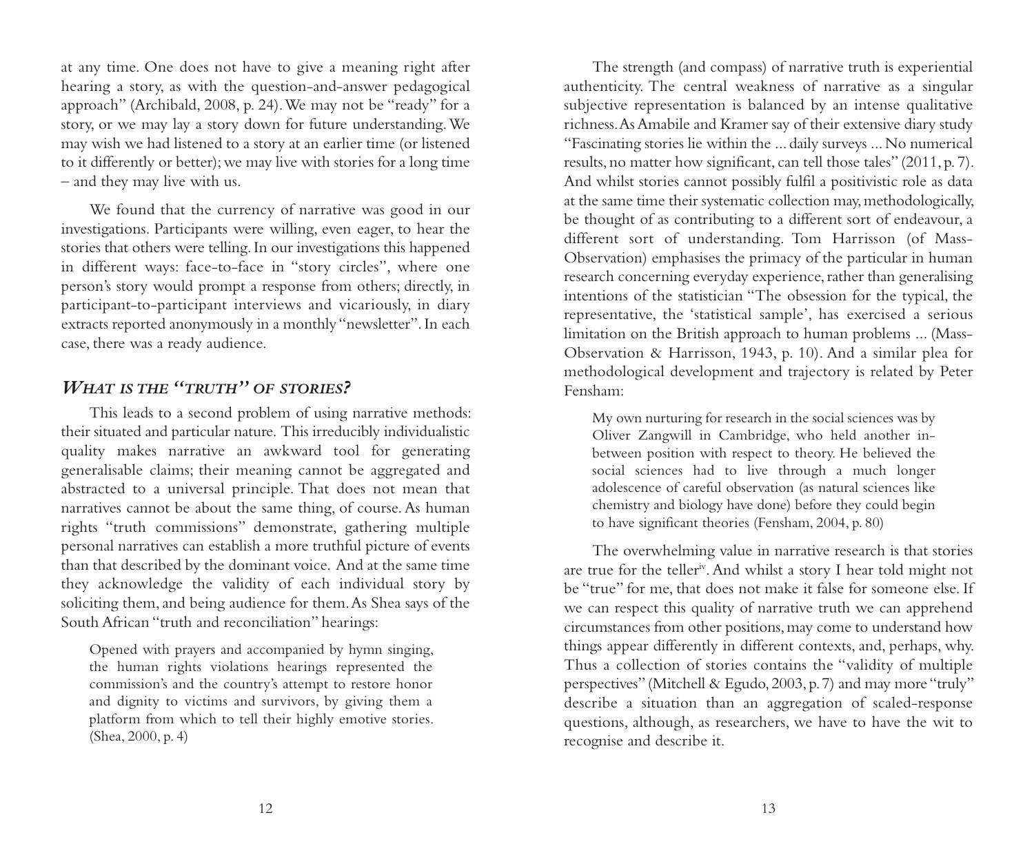at any time. One does not have to give a meaning right after hearing a story, as with the question-and-answer pedagogical approach" (Archibald, 2008, p. 24). We may not be "ready" for a story, or we may lay a story down for future understanding. We may wish we had listened to a story at an earlier time (or listened to it differently or better); we may live with stories for a long time – and they may live with us.

We found that the currency of narrative was good in our investigations. Participants were willing, even eager, to hear the stories that others were telling. In our investigations this happened in different ways: face-to-face in "story circles", where one person's story would prompt a response from others; directly, in participant-to-participant interviews and vicariously, in diary extracts reported anonymously in a monthly "newsletter". In each case, there was a ready audience.

## *What is the "truth" of stories?*

This leads to a second problem of using narrative methods: their situated and particular nature. This irreducibly individualistic quality makes narrative an awkward tool for generating generalisable claims; their meaning cannot be aggregated and abstracted to a universal principle. That does not mean that narratives cannot be about the same thing, of course. As human rights "truth commissions" demonstrate, gathering multiple personal narratives can establish a more truthful picture of events than that described by the dominant voice. And at the same time they acknowledge the validity of each individual story by soliciting them, and being audience for them. As Shea says of the South African "truth and reconciliation" hearings:

> Opened with prayers and accompanied by hymn singing, the human rights violations hearings represented the commission's and the country's attempt to restore honor and dignity to victims and survivors, by giving them a platform from which to tell their highly emotive stories. (Shea, 2000, p. 4)

The strength (and compass) of narrative truth is experiential authenticity. The central weakness of narrative as a singular subjective representation is balanced by an intense qualitative richness. As Amabile and Kramer say of their extensive diary study "Fascinating stories lie within the ... daily surveys ... No numerical results, no matter how significant, can tell those tales" (2011, p. 7). And whilst stories cannot possibly fulfil a positivistic role as data at the same time their systematic collection may, methodologically, be thought of as contributing to a different sort of endeavour, a different sort of understanding. Tom Harrisson (of Mass-Observation) emphasises the primacy of the particular in human research concerning everyday experience, rather than generalising intentions of the statistician "The obsession for the typical, the representative, the 'statistical sample', has exercised a serious limitation on the British approach to human problems ... (Mass-Observation & Harrisson, 1943, p. 10). And a similar plea for methodological development and trajectory is related by Peter Fensham:

> My own nurturing for research in the social sciences was by Oliver Zangwill in Cambridge, who held another in-between position with respect to theory. He believed the social sciences had to live through a much longer adolescence of careful observation (as natural sciences like chemistry and biology have done) before they could begin to have significant theories (Fensham, 2004, p. 80)

The overwhelming value in narrative research is that stories are true for the teller[iv]. And whilst a story I hear told might not be "true" for me, that does not make it false for someone else. If we can respect this quality of narrative truth we can apprehend circumstances from other positions, may come to understand how things appear differently in different contexts, and, perhaps, why. Thus a collection of stories contains the "validity of multiple perspectives" (Mitchell & Egudo, 2003, p. 7) and may more "truly" describe a situation than an aggregation of scaled-response questions, although, as researchers, we have to have the wit to recognise and describe it.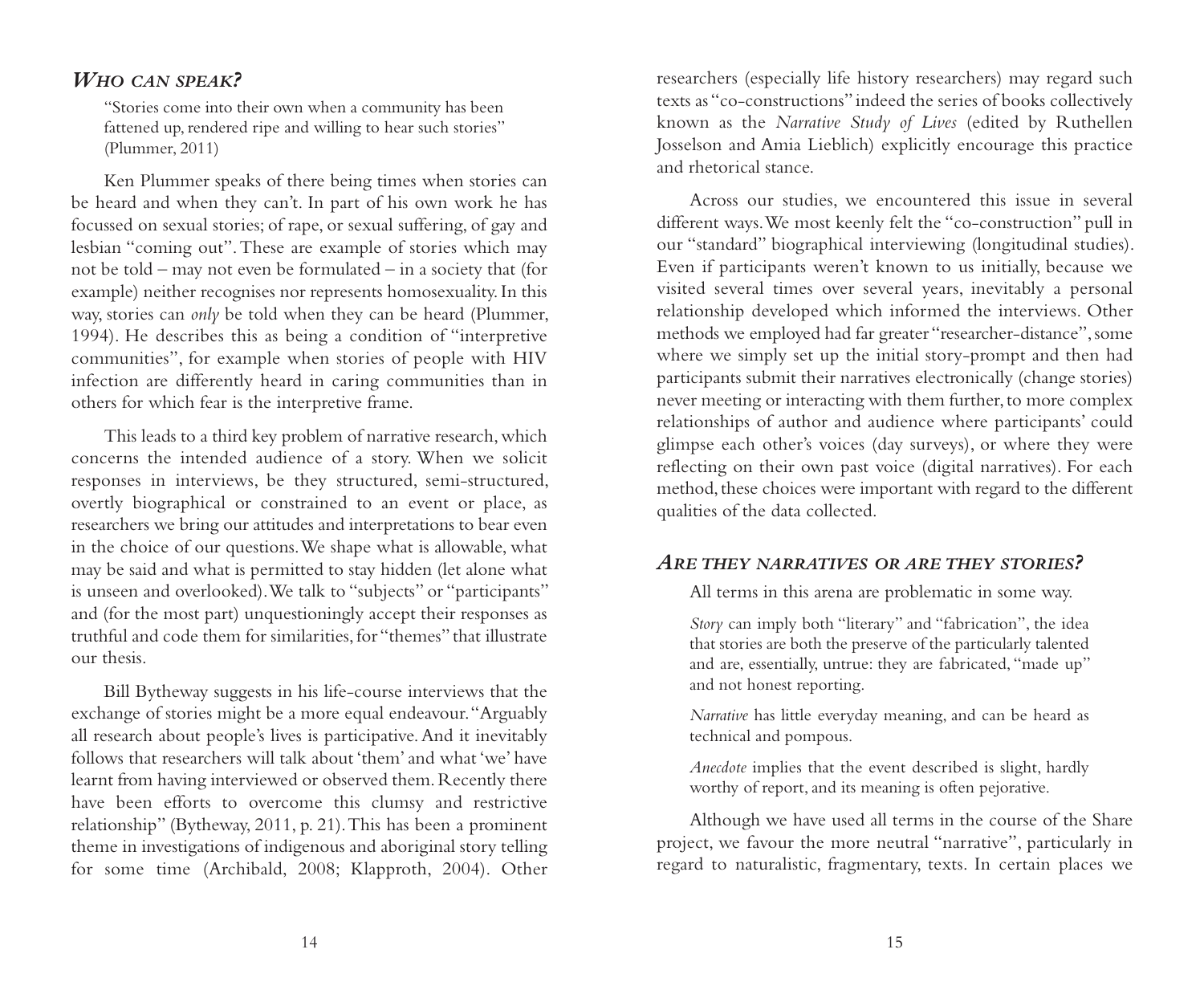## *Who can speak?*

> "Stories come into their own when a community has been fattened up, rendered ripe and willing to hear such stories" (Plummer, 2011)

Ken Plummer speaks of there being times when stories can be heard and when they can't. In part of his own work he has focussed on sexual stories; of rape, or sexual suffering, of gay and lesbian "coming out". These are example of stories which may not be told – may not even be formulated – in a society that (for example) neither recognises nor represents homosexuality. In this way, stories can *only* be told when they can be heard (Plummer, 1994). He describes this as being a condition of "interpretive communities", for example when stories of people with HIV infection are differently heard in caring communities than in others for which fear is the interpretive frame.

This leads to a third key problem of narrative research, which concerns the intended audience of a story. When we solicit responses in interviews, be they structured, semi-structured, overtly biographical or constrained to an event or place, as researchers we bring our attitudes and interpretations to bear even in the choice of our questions. We shape what is allowable, what may be said and what is permitted to stay hidden (let alone what is unseen and overlooked). We talk to "subjects" or "participants" and (for the most part) unquestioningly accept their responses as truthful and code them for similarities, for "themes" that illustrate our thesis.

Bill Bytheway suggests in his life-course interviews that the exchange of stories might be a more equal endeavour. "Arguably all research about people's lives is participative. And it inevitably follows that researchers will talk about 'them' and what 'we' have learnt from having interviewed or observed them. Recently there have been efforts to overcome this clumsy and restrictive relationship" (Bytheway, 2011, p. 21). This has been a prominent theme in investigations of indigenous and aboriginal story telling for some time (Archibald, 2008; Klapproth, 2004). Other researchers (especially life history researchers) may regard such texts as "co-constructions" indeed the series of books collectively known as the *Narrative Study of Lives* (edited by Ruthellen Josselson and Amia Lieblich) explicitly encourage this practice and rhetorical stance.

Across our studies, we encountered this issue in several different ways. We most keenly felt the "co-construction" pull in our "standard" biographical interviewing (longitudinal studies). Even if participants weren't known to us initially, because we visited several times over several years, inevitably a personal relationship developed which informed the interviews. Other methods we employed had far greater "researcher-distance", some where we simply set up the initial story-prompt and then had participants submit their narratives electronically (change stories) never meeting or interacting with them further, to more complex relationships of author and audience where participants' could glimpse each other's voices (day surveys), or where they were reflecting on their own past voice (digital narratives). For each method, these choices were important with regard to the different qualities of the data collected.

## *Are they narratives or are they stories?*

All terms in this arena are problematic in some way.

*Story* can imply both "literary" and "fabrication", the idea that stories are both the preserve of the particularly talented and are, essentially, untrue: they are fabricated, "made up" and not honest reporting.

*Narrative* has little everyday meaning, and can be heard as technical and pompous.

*Anecdote* implies that the event described is slight, hardly worthy of report, and its meaning is often pejorative.

Although we have used all terms in the course of the Share project, we favour the more neutral "narrative", particularly in regard to naturalistic, fragmentary, texts. In certain places we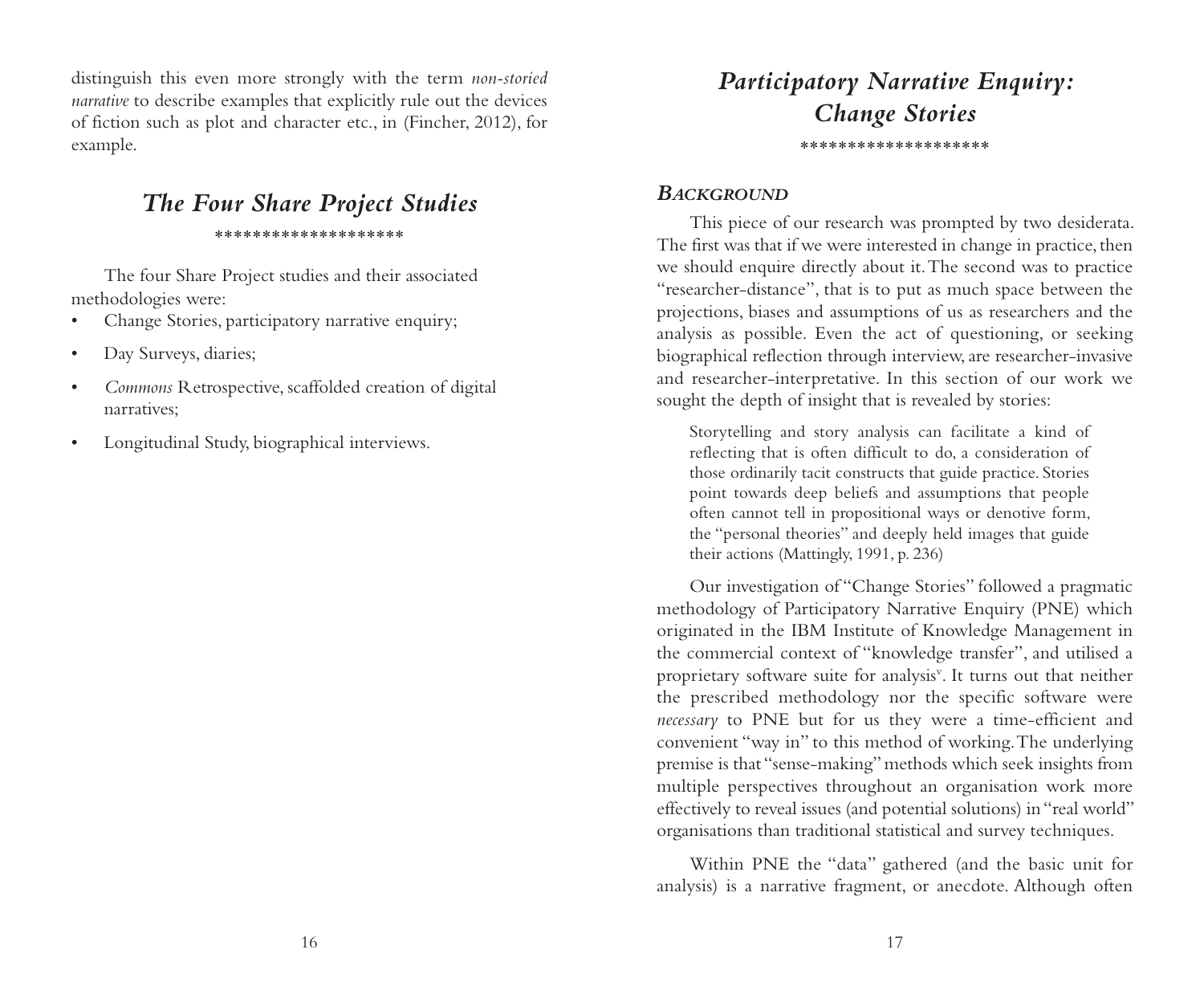distinguish this even more strongly with the term *non-storied narrative* to describe examples that explicitly rule out the devices of fiction such as plot and character etc., in (Fincher, 2012), for example.

## *The Four Share Project Studies*

\*\*\*\*\*\*\*\*\*\*\*\*\*\*\*\*\*\*\*

The four Share Project studies and their associated methodologies were:

- Change Stories, participatory narrative enquiry;
- Day Surveys, diaries;
- *Commons* Retrospective, scaffolded creation of digital narratives;
- Longitudinal Study, biographical interviews.

## *Participatory Narrative Enquiry: Change Stories*

\*\*\*\*\*\*\*\*\*\*\*\*\*\*\*\*\*\*\*

### *Background*

This piece of our research was prompted by two desiderata. The first was that if we were interested in change in practice, then we should enquire directly about it. The second was to practice "researcher-distance", that is to put as much space between the projections, biases and assumptions of us as researchers and the analysis as possible. Even the act of questioning, or seeking biographical reflection through interview, are researcher-invasive and researcher-interpretative. In this section of our work we sought the depth of insight that is revealed by stories:

> Storytelling and story analysis can facilitate a kind of reflecting that is often difficult to do, a consideration of those ordinarily tacit constructs that guide practice. Stories point towards deep beliefs and assumptions that people often cannot tell in propositional ways or denotive form, the "personal theories" and deeply held images that guide their actions (Mattingly, 1991, p. 236)

Our investigation of "Change Stories" followed a pragmatic methodology of Participatory Narrative Enquiry (PNE) which originated in the IBM Institute of Knowledge Management in the commercial context of "knowledge transfer", and utilised a proprietary software suite for analysis[v]. It turns out that neither the prescribed methodology nor the specific software were *necessary* to PNE but for us they were a time-efficient and convenient "way in" to this method of working. The underlying premise is that "sense-making" methods which seek insights from multiple perspectives throughout an organisation work more effectively to reveal issues (and potential solutions) in "real world" organisations than traditional statistical and survey techniques.

Within PNE the "data" gathered (and the basic unit for analysis) is a narrative fragment, or anecdote. Although often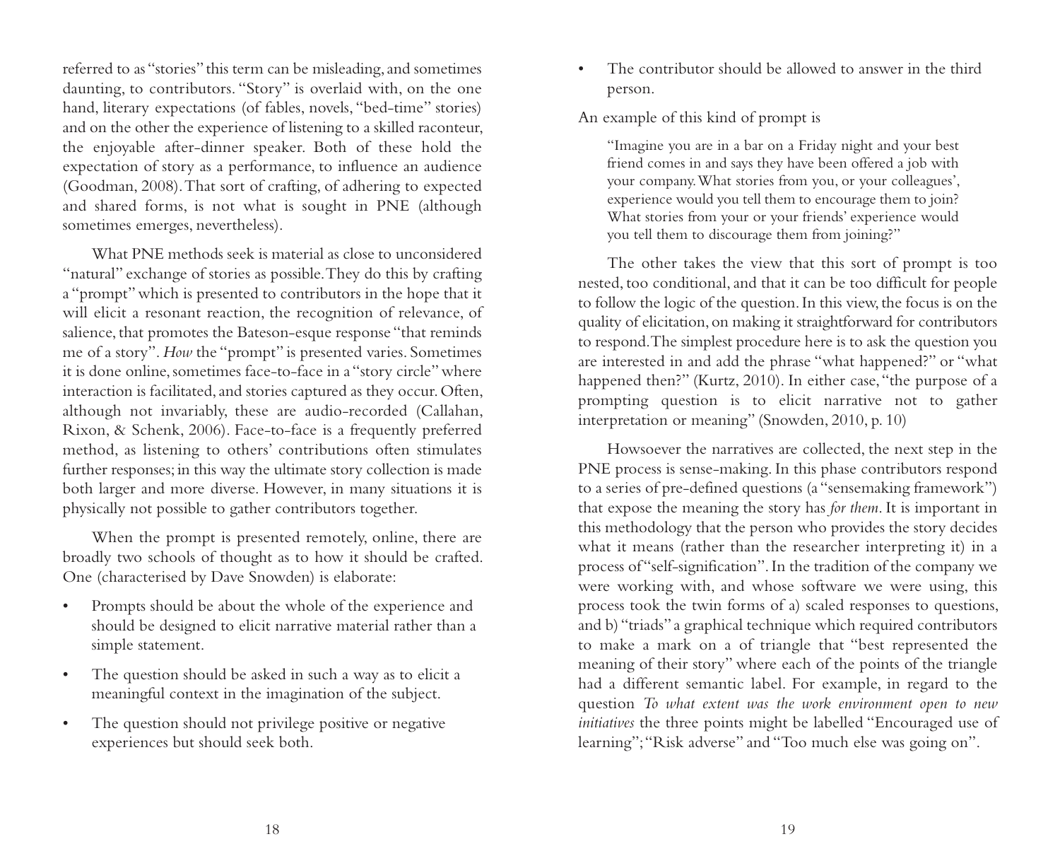referred to as "stories" this term can be misleading, and sometimes daunting, to contributors. "Story" is overlaid with, on the one hand, literary expectations (of fables, novels, "bed-time" stories) and on the other the experience of listening to a skilled raconteur, the enjoyable after-dinner speaker. Both of these hold the expectation of story as a performance, to influence an audience (Goodman, 2008). That sort of crafting, of adhering to expected and shared forms, is not what is sought in PNE (although sometimes emerges, nevertheless).

What PNE methods seek is material as close to unconsidered "natural" exchange of stories as possible. They do this by crafting a "prompt" which is presented to contributors in the hope that it will elicit a resonant reaction, the recognition of relevance, of salience, that promotes the Bateson-esque response "that reminds me of a story". *How* the "prompt" is presented varies. Sometimes it is done online, sometimes face-to-face in a "story circle" where interaction is facilitated, and stories captured as they occur. Often, although not invariably, these are audio-recorded (Callahan, Rixon, & Schenk, 2006). Face-to-face is a frequently preferred method, as listening to others' contributions often stimulates further responses; in this way the ultimate story collection is made both larger and more diverse. However, in many situations it is physically not possible to gather contributors together.

When the prompt is presented remotely, online, there are broadly two schools of thought as to how it should be crafted. One (characterised by Dave Snowden) is elaborate:

- Prompts should be about the whole of the experience and should be designed to elicit narrative material rather than a simple statement.
- The question should be asked in such a way as to elicit a meaningful context in the imagination of the subject.
- The question should not privilege positive or negative experiences but should seek both.
- The contributor should be allowed to answer in the third person.

An example of this kind of prompt is

> "Imagine you are in a bar on a Friday night and your best friend comes in and says they have been offered a job with your company. What stories from you, or your colleagues', experience would you tell them to encourage them to join? What stories from your or your friends' experience would you tell them to discourage them from joining?"

The other takes the view that this sort of prompt is too nested, too conditional, and that it can be too difficult for people to follow the logic of the question. In this view, the focus is on the quality of elicitation, on making it straightforward for contributors to respond. The simplest procedure here is to ask the question you are interested in and add the phrase "what happened?" or "what happened then?" (Kurtz, 2010). In either case, "the purpose of a prompting question is to elicit narrative not to gather interpretation or meaning" (Snowden, 2010, p. 10)

Howsoever the narratives are collected, the next step in the PNE process is sense-making. In this phase contributors respond to a series of pre-defined questions (a "sensemaking framework") that expose the meaning the story has *for them*. It is important in this methodology that the person who provides the story decides what it means (rather than the researcher interpreting it) in a process of "self-signification". In the tradition of the company we were working with, and whose software we were using, this process took the twin forms of a) scaled responses to questions, and b) "triads" a graphical technique which required contributors to make a mark on a of triangle that "best represented the meaning of their story" where each of the points of the triangle had a different semantic label. For example, in regard to the question *To what extent was the work environment open to new initiatives* the three points might be labelled "Encouraged use of learning"; "Risk adverse" and "Too much else was going on".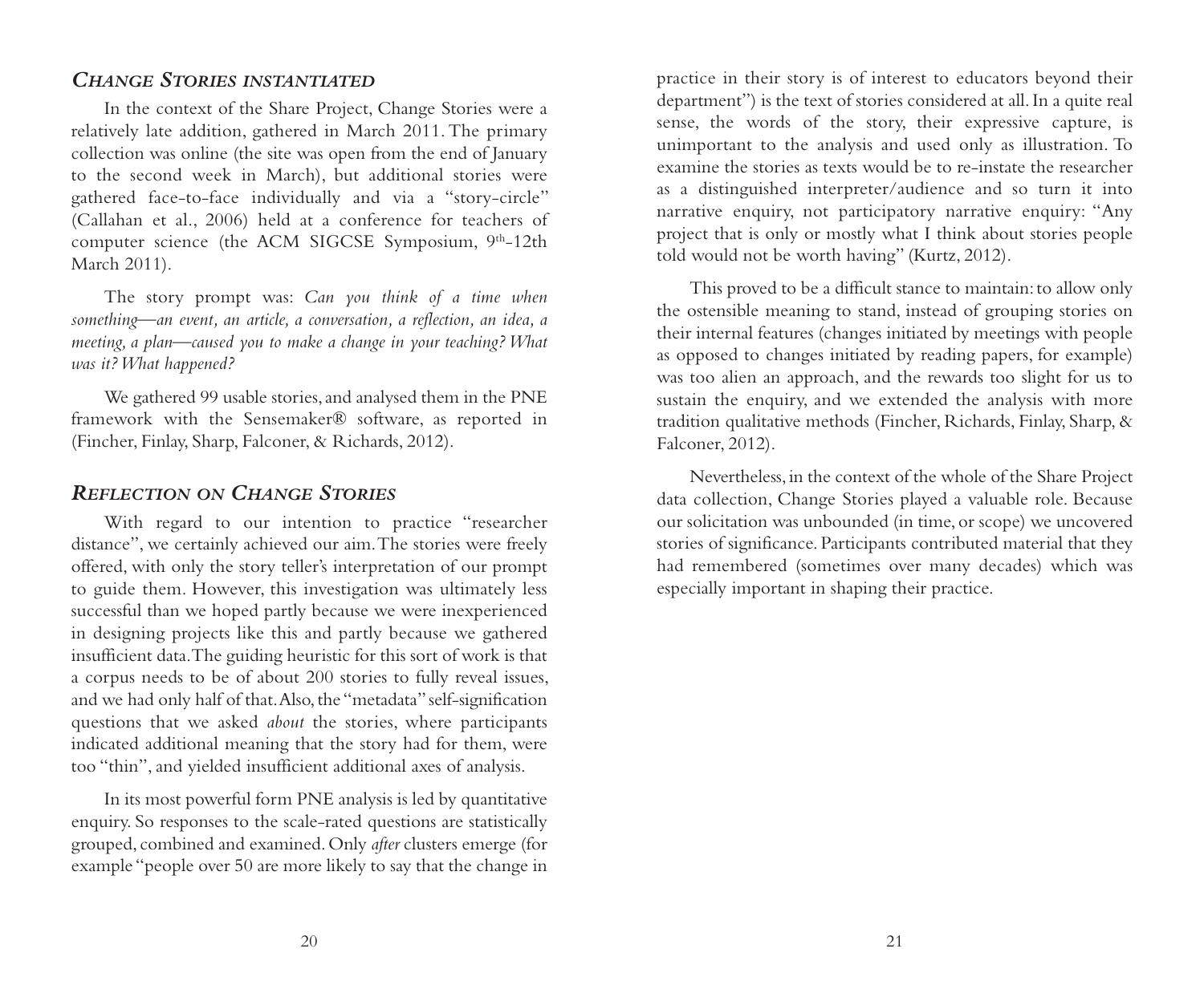### *Change Stories instantiated*

In the context of the Share Project, Change Stories were a relatively late addition, gathered in March 2011. The primary collection was online (the site was open from the end of January to the second week in March), but additional stories were gathered face-to-face individually and via a "story-circle" (Callahan et al., 2006) held at a conference for teachers of computer science (the ACM SIGCSE Symposium, 9th-12th March 2011).

The story prompt was: *Can you think of a time when something—an event, an article, a conversation, a reflection, an idea, a meeting, a plan—caused you to make a change in your teaching? What was it? What happened?*

We gathered 99 usable stories, and analysed them in the PNE framework with the Sensemaker® software, as reported in (Fincher, Finlay, Sharp, Falconer, & Richards, 2012).

### *Reflection on Change Stories*

With regard to our intention to practice "researcher distance", we certainly achieved our aim. The stories were freely offered, with only the story teller's interpretation of our prompt to guide them. However, this investigation was ultimately less successful than we hoped partly because we were inexperienced in designing projects like this and partly because we gathered insufficient data. The guiding heuristic for this sort of work is that a corpus needs to be of about 200 stories to fully reveal issues, and we had only half of that. Also, the "metadata" self-signification questions that we asked *about* the stories, where participants indicated additional meaning that the story had for them, were too "thin", and yielded insufficient additional axes of analysis.

In its most powerful form PNE analysis is led by quantitative enquiry. So responses to the scale-rated questions are statistically grouped, combined and examined. Only *after* clusters emerge (for example "people over 50 are more likely to say that the change in practice in their story is of interest to educators beyond their department") is the text of stories considered at all. In a quite real sense, the words of the story, their expressive capture, is unimportant to the analysis and used only as illustration. To examine the stories as texts would be to re-instate the researcher as a distinguished interpreter/audience and so turn it into narrative enquiry, not participatory narrative enquiry: "Any project that is only or mostly what I think about stories people told would not be worth having" (Kurtz, 2012).

This proved to be a difficult stance to maintain: to allow only the ostensible meaning to stand, instead of grouping stories on their internal features (changes initiated by meetings with people as opposed to changes initiated by reading papers, for example) was too alien an approach, and the rewards too slight for us to sustain the enquiry, and we extended the analysis with more tradition qualitative methods (Fincher, Richards, Finlay, Sharp, & Falconer, 2012).

Nevertheless, in the context of the whole of the Share Project data collection, Change Stories played a valuable role. Because our solicitation was unbounded (in time, or scope) we uncovered stories of significance. Participants contributed material that they had remembered (sometimes over many decades) which was especially important in shaping their practice.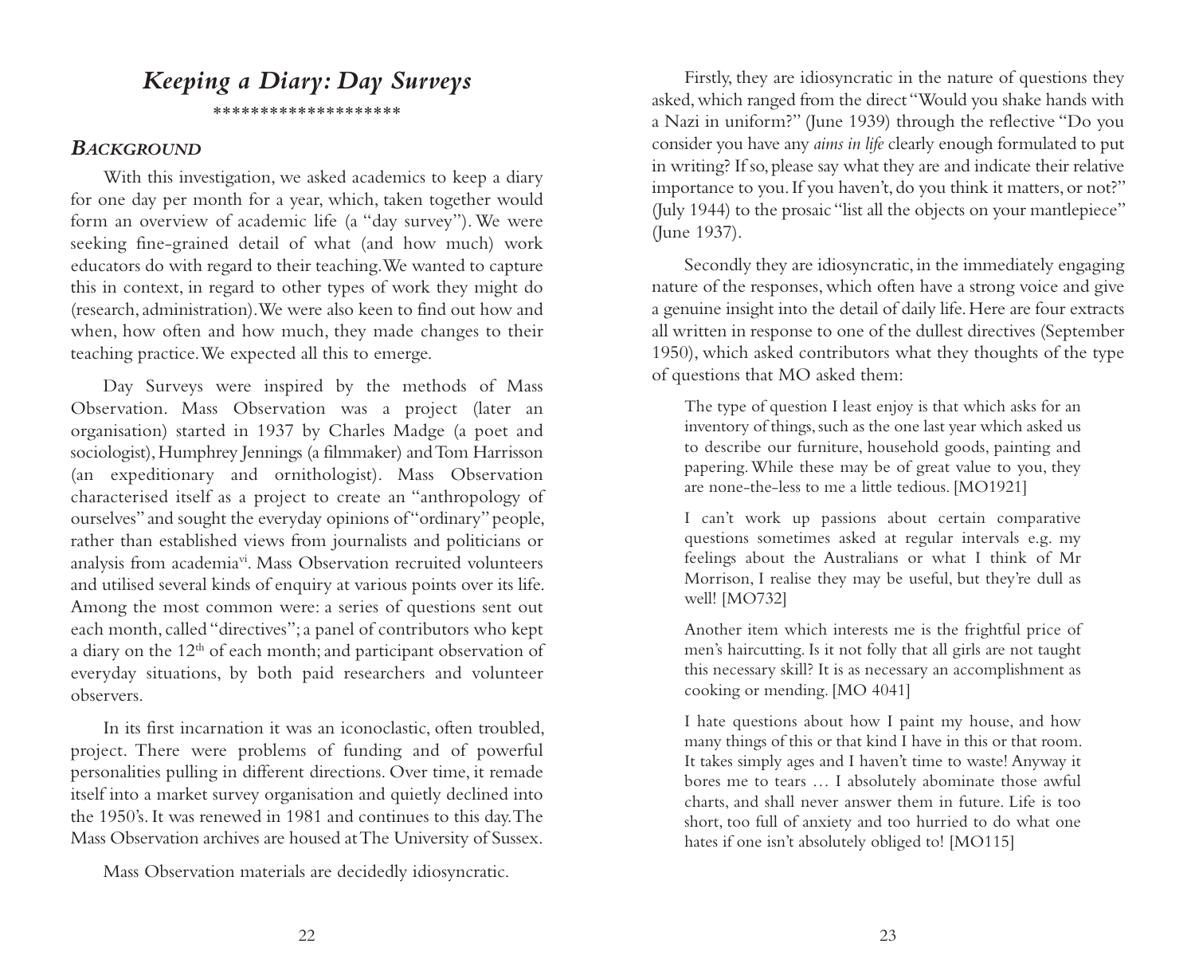## *Keeping a Diary: Day Surveys*

*******************

### *Background*

With this investigation, we asked academics to keep a diary for one day per month for a year, which, taken together would form an overview of academic life (a "day survey"). We were seeking fine-grained detail of what (and how much) work educators do with regard to their teaching. We wanted to capture this in context, in regard to other types of work they might do (research, administration). We were also keen to find out how and when, how often and how much, they made changes to their teaching practice. We expected all this to emerge.

Day Surveys were inspired by the methods of Mass Observation. Mass Observation was a project (later an organisation) started in 1937 by Charles Madge (a poet and sociologist), Humphrey Jennings (a filmmaker) and Tom Harrisson (an expeditionary and ornithologist). Mass Observation characterised itself as a project to create an "anthropology of ourselves" and sought the everyday opinions of "ordinary" people, rather than established views from journalists and politicians or analysis from academia[vi]. Mass Observation recruited volunteers and utilised several kinds of enquiry at various points over its life. Among the most common were: a series of questions sent out each month, called "directives"; a panel of contributors who kept a diary on the 12th of each month; and participant observation of everyday situations, by both paid researchers and volunteer observers.

In its first incarnation it was an iconoclastic, often troubled, project. There were problems of funding and of powerful personalities pulling in different directions. Over time, it remade itself into a market survey organisation and quietly declined into the 1950's. It was renewed in 1981 and continues to this day. The Mass Observation archives are housed at The University of Sussex.

Mass Observation materials are decidedly idiosyncratic.

Firstly, they are idiosyncratic in the nature of questions they asked, which ranged from the direct "Would you shake hands with a Nazi in uniform?" (June 1939) through the reflective "Do you consider you have any *aims in life* clearly enough formulated to put in writing? If so, please say what they are and indicate their relative importance to you. If you haven't, do you think it matters, or not?" (July 1944) to the prosaic "list all the objects on your mantlepiece" (June 1937).

Secondly they are idiosyncratic, in the immediately engaging nature of the responses, which often have a strong voice and give a genuine insight into the detail of daily life. Here are four extracts all written in response to one of the dullest directives (September 1950), which asked contributors what they thoughts of the type of questions that MO asked them:

> The type of question I least enjoy is that which asks for an inventory of things, such as the one last year which asked us to describe our furniture, household goods, painting and papering. While these may be of great value to you, they are none-the-less to me a little tedious. [MO1921]

> I can't work up passions about certain comparative questions sometimes asked at regular intervals e.g. my feelings about the Australians or what I think of Mr Morrison, I realise they may be useful, but they're dull as well! [MO732]

> Another item which interests me is the frightful price of men's haircutting. Is it not folly that all girls are not taught this necessary skill? It is as necessary an accomplishment as cooking or mending. [MO 4041]

> I hate questions about how I paint my house, and how many things of this or that kind I have in this or that room. It takes simply ages and I haven't time to waste! Anyway it bores me to tears … I absolutely abominate those awful charts, and shall never answer them in future. Life is too short, too full of anxiety and too hurried to do what one hates if one isn't absolutely obliged to! [MO115]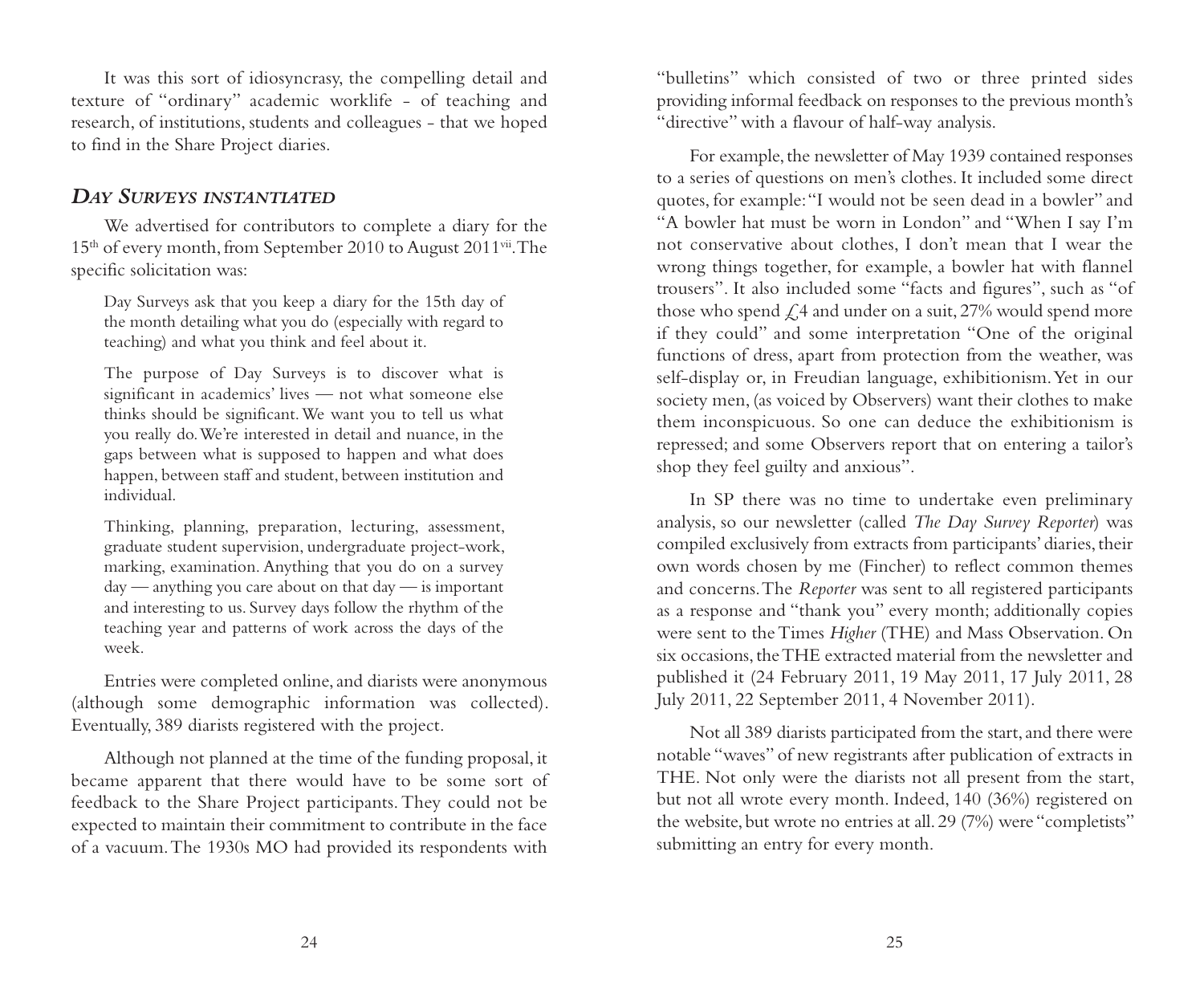It was this sort of idiosyncrasy, the compelling detail and texture of "ordinary" academic worklife - of teaching and research, of institutions, students and colleagues - that we hoped to find in the Share Project diaries.

## *DAY SURVEYS INSTANTIATED*

We advertised for contributors to complete a diary for the 15th of every month, from September 2010 to August 2011[vii]. The specific solicitation was:

> Day Surveys ask that you keep a diary for the 15th day of the month detailing what you do (especially with regard to teaching) and what you think and feel about it.
>
> The purpose of Day Surveys is to discover what is significant in academics' lives — not what someone else thinks should be significant. We want you to tell us what you really do. We're interested in detail and nuance, in the gaps between what is supposed to happen and what does happen, between staff and student, between institution and individual.
>
> Thinking, planning, preparation, lecturing, assessment, graduate student supervision, undergraduate project-work, marking, examination. Anything that you do on a survey day — anything you care about on that day — is important and interesting to us. Survey days follow the rhythm of the teaching year and patterns of work across the days of the week.

Entries were completed online, and diarists were anonymous (although some demographic information was collected). Eventually, 389 diarists registered with the project.

Although not planned at the time of the funding proposal, it became apparent that there would have to be some sort of feedback to the Share Project participants. They could not be expected to maintain their commitment to contribute in the face of a vacuum. The 1930s MO had provided its respondents with "bulletins" which consisted of two or three printed sides providing informal feedback on responses to the previous month's "directive" with a flavour of half-way analysis.

For example, the newsletter of May 1939 contained responses to a series of questions on men's clothes. It included some direct quotes, for example: "I would not be seen dead in a bowler" and "A bowler hat must be worn in London" and "When I say I'm not conservative about clothes, I don't mean that I wear the wrong things together, for example, a bowler hat with flannel trousers". It also included some "facts and figures", such as "of those who spend £4 and under on a suit, 27% would spend more if they could" and some interpretation "One of the original functions of dress, apart from protection from the weather, was self-display or, in Freudian language, exhibitionism. Yet in our society men, (as voiced by Observers) want their clothes to make them inconspicuous. So one can deduce the exhibitionism is repressed; and some Observers report that on entering a tailor's shop they feel guilty and anxious".

In SP there was no time to undertake even preliminary analysis, so our newsletter (called *The Day Survey Reporter*) was compiled exclusively from extracts from participants' diaries, their own words chosen by me (Fincher) to reflect common themes and concerns. The *Reporter* was sent to all registered participants as a response and "thank you" every month; additionally copies were sent to the Times *Higher* (THE) and Mass Observation. On six occasions, the THE extracted material from the newsletter and published it (24 February 2011, 19 May 2011, 17 July 2011, 28 July 2011, 22 September 2011, 4 November 2011).

Not all 389 diarists participated from the start, and there were notable "waves" of new registrants after publication of extracts in THE. Not only were the diarists not all present from the start, but not all wrote every month. Indeed, 140 (36%) registered on the website, but wrote no entries at all. 29 (7%) were "completists" submitting an entry for every month.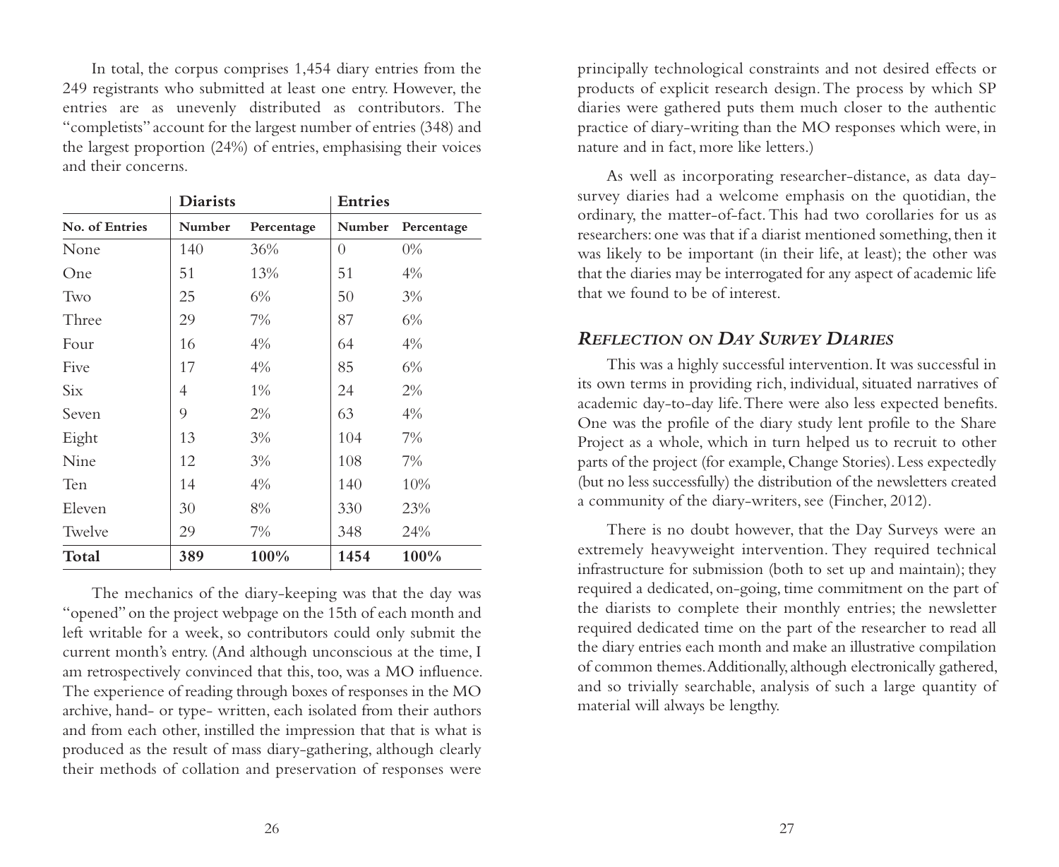In total, the corpus comprises 1,454 diary entries from the 249 registrants who submitted at least one entry. However, the entries are as unevenly distributed as contributors. The "completists" account for the largest number of entries (348) and the largest proportion (24%) of entries, emphasising their voices and their concerns.

| | **Diarists** | | **Entries** | |
|---|---|---|---|---|
| **No. of Entries** | **Number** | **Percentage** | **Number** | **Percentage** |
| None | 140 | 36% | 0 | 0% |
| One | 51 | 13% | 51 | 4% |
| Two | 25 | 6% | 50 | 3% |
| Three | 29 | 7% | 87 | 6% |
| Four | 16 | 4% | 64 | 4% |
| Five | 17 | 4% | 85 | 6% |
| Six | 4 | 1% | 24 | 2% |
| Seven | 9 | 2% | 63 | 4% |
| Eight | 13 | 3% | 104 | 7% |
| Nine | 12 | 3% | 108 | 7% |
| Ten | 14 | 4% | 140 | 10% |
| Eleven | 30 | 8% | 330 | 23% |
| Twelve | 29 | 7% | 348 | 24% |
| **Total** | **389** | **100%** | **1454** | **100%** |

The mechanics of the diary-keeping was that the day was "opened" on the project webpage on the 15th of each month and left writable for a week, so contributors could only submit the current month's entry. (And although unconscious at the time, I am retrospectively convinced that this, too, was a MO influence. The experience of reading through boxes of responses in the MO archive, hand- or type- written, each isolated from their authors and from each other, instilled the impression that that is what is produced as the result of mass diary-gathering, although clearly their methods of collation and preservation of responses were principally technological constraints and not desired effects or products of explicit research design. The process by which SP diaries were gathered puts them much closer to the authentic practice of diary-writing than the MO responses which were, in nature and in fact, more like letters.)

As well as incorporating researcher-distance, as data day-survey diaries had a welcome emphasis on the quotidian, the ordinary, the matter-of-fact. This had two corollaries for us as researchers: one was that if a diarist mentioned something, then it was likely to be important (in their life, at least); the other was that the diaries may be interrogated for any aspect of academic life that we found to be of interest.

### *Reflection on Day Survey Diaries*

This was a highly successful intervention. It was successful in its own terms in providing rich, individual, situated narratives of academic day-to-day life. There were also less expected benefits. One was the profile of the diary study lent profile to the Share Project as a whole, which in turn helped us to recruit to other parts of the project (for example, Change Stories). Less expectedly (but no less successfully) the distribution of the newsletters created a community of the diary-writers, see (Fincher, 2012).

There is no doubt however, that the Day Surveys were an extremely heavyweight intervention. They required technical infrastructure for submission (both to set up and maintain); they required a dedicated, on-going, time commitment on the part of the diarists to complete their monthly entries; the newsletter required dedicated time on the part of the researcher to read all the diary entries each month and make an illustrative compilation of common themes. Additionally, although electronically gathered, and so trivially searchable, analysis of such a large quantity of material will always be lengthy.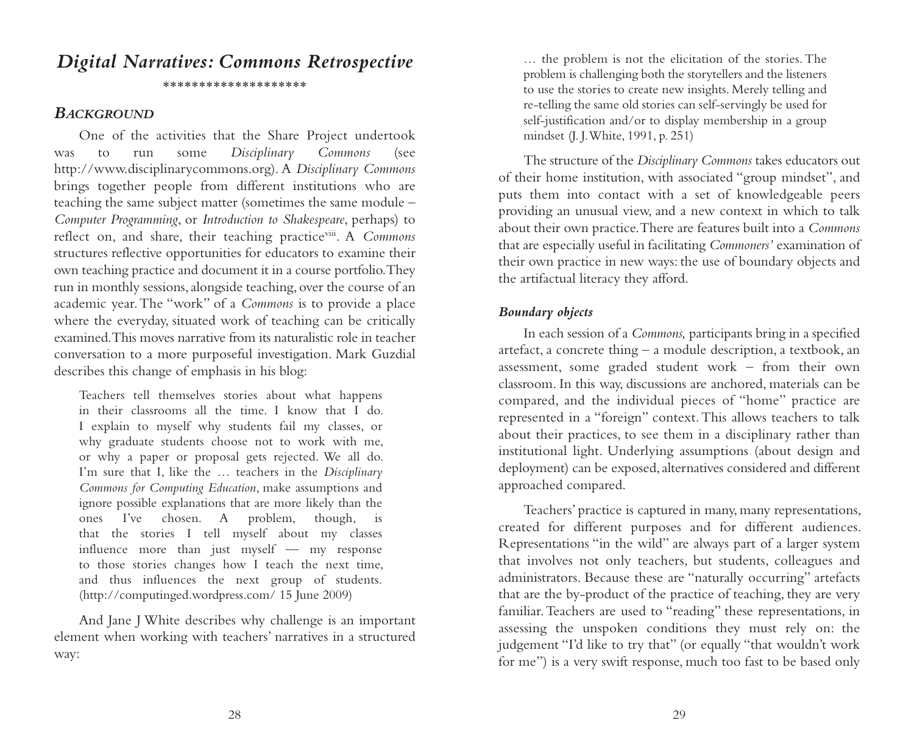# *Digital Narratives: Commons Retrospective*

*******************

## *Background*

One of the activities that the Share Project undertook was to run some *Disciplinary Commons* (see http://www.disciplinarycommons.org). A *Disciplinary Commons* brings together people from different institutions who are teaching the same subject matter (sometimes the same module – *Computer Programming*, or *Introduction to Shakespeare*, perhaps) to reflect on, and share, their teaching practice[viii]. A *Commons* structures reflective opportunities for educators to examine their own teaching practice and document it in a course portfolio. They run in monthly sessions, alongside teaching, over the course of an academic year. The "work" of a *Commons* is to provide a place where the everyday, situated work of teaching can be critically examined. This moves narrative from its naturalistic role in teacher conversation to a more purposeful investigation. Mark Guzdial describes this change of emphasis in his blog:

> Teachers tell themselves stories about what happens in their classrooms all the time. I know that I do. I explain to myself why students fail my classes, or why graduate students choose not to work with me, or why a paper or proposal gets rejected. We all do. I'm sure that I, like the … teachers in the *Disciplinary Commons for Computing Education*, make assumptions and ignore possible explanations that are more likely than the ones I've chosen. A problem, though, is that the stories I tell myself about my classes influence more than just myself — my response to those stories changes how I teach the next time, and thus influences the next group of students. (http://computinged.wordpress.com/ 15 June 2009)

And Jane J White describes why challenge is an important element when working with teachers' narratives in a structured way:

> … the problem is not the elicitation of the stories. The problem is challenging both the storytellers and the listeners to use the stories to create new insights. Merely telling and re-telling the same old stories can self-servingly be used for self-justification and/or to display membership in a group mindset (J. J. White, 1991, p. 251)

The structure of the *Disciplinary Commons* takes educators out of their home institution, with associated "group mindset", and puts them into contact with a set of knowledgeable peers providing an unusual view, and a new context in which to talk about their own practice. There are features built into a *Commons* that are especially useful in facilitating *Commoners'* examination of their own practice in new ways: the use of boundary objects and the artifactual literacy they afford.

### *Boundary objects*

In each session of a *Commons,* participants bring in a specified artefact, a concrete thing – a module description, a textbook, an assessment, some graded student work – from their own classroom. In this way, discussions are anchored, materials can be compared, and the individual pieces of "home" practice are represented in a "foreign" context. This allows teachers to talk about their practices, to see them in a disciplinary rather than institutional light. Underlying assumptions (about design and deployment) can be exposed, alternatives considered and different approached compared.

Teachers' practice is captured in many, many representations, created for different purposes and for different audiences. Representations "in the wild" are always part of a larger system that involves not only teachers, but students, colleagues and administrators. Because these are "naturally occurring" artefacts that are the by-product of the practice of teaching, they are very familiar. Teachers are used to "reading" these representations, in assessing the unspoken conditions they must rely on: the judgement "I'd like to try that" (or equally "that wouldn't work for me") is a very swift response, much too fast to be based only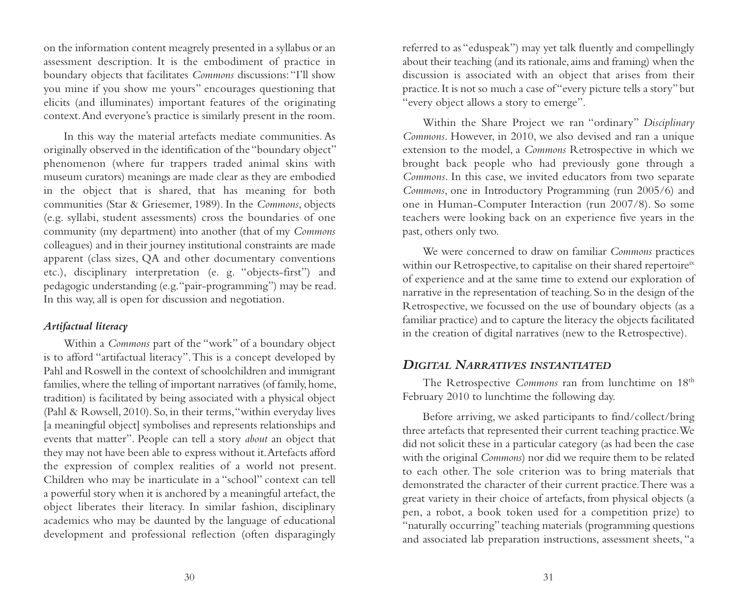on the information content meagrely presented in a syllabus or an assessment description. It is the embodiment of practice in boundary objects that facilitates *Commons* discussions: "I'll show you mine if you show me yours" encourages questioning that elicits (and illuminates) important features of the originating context. And everyone's practice is similarly present in the room.

In this way the material artefacts mediate communities. As originally observed in the identification of the "boundary object" phenomenon (where fur trappers traded animal skins with museum curators) meanings are made clear as they are embodied in the object that is shared, that has meaning for both communities (Star & Griesemer, 1989). In the *Commons*, objects (e.g. syllabi, student assessments) cross the boundaries of one community (my department) into another (that of my *Commons* colleagues) and in their journey institutional constraints are made apparent (class sizes, QA and other documentary conventions etc.), disciplinary interpretation (e. g. "objects-first") and pedagogic understanding (e.g. "pair-programming") may be read. In this way, all is open for discussion and negotiation.

### *Artifactual literacy*

Within a *Commons* part of the "work" of a boundary object is to afford "artifactual literacy". This is a concept developed by Pahl and Roswell in the context of schoolchildren and immigrant families, where the telling of important narratives (of family, home, tradition) is facilitated by being associated with a physical object (Pahl & Rowsell, 2010). So, in their terms, "within everyday lives [a meaningful object] symbolises and represents relationships and events that matter". People can tell a story *about* an object that they may not have been able to express without it. Artefacts afford the expression of complex realities of a world not present. Children who may be inarticulate in a "school" context can tell a powerful story when it is anchored by a meaningful artefact, the object liberates their literacy. In similar fashion, disciplinary academics who may be daunted by the language of educational development and professional reflection (often disparagingly referred to as "eduspeak") may yet talk fluently and compellingly about their teaching (and its rationale, aims and framing) when the discussion is associated with an object that arises from their practice. It is not so much a case of "every picture tells a story" but "every object allows a story to emerge".

Within the Share Project we ran "ordinary" *Disciplinary Commons*. However, in 2010, we also devised and ran a unique extension to the model, a *Commons* Retrospective in which we brought back people who had previously gone through a *Commons*. In this case, we invited educators from two separate *Commons*, one in Introductory Programming (run 2005/6) and one in Human-Computer Interaction (run 2007/8). So some teachers were looking back on an experience five years in the past, others only two.

We were concerned to draw on familiar *Commons* practices within our Retrospective, to capitalise on their shared repertoire[ix] of experience and at the same time to extend our exploration of narrative in the representation of teaching. So in the design of the Retrospective, we focussed on the use of boundary objects (as a familiar practice) and to capture the literacy the objects facilitated in the creation of digital narratives (new to the Retrospective).

## *DIGITAL NARRATIVES INSTANTIATED*

The Retrospective *Commons* ran from lunchtime on 18th February 2010 to lunchtime the following day.

Before arriving, we asked participants to find/collect/bring three artefacts that represented their current teaching practice. We did not solicit these in a particular category (as had been the case with the original *Commons*) nor did we require them to be related to each other. The sole criterion was to bring materials that demonstrated the character of their current practice. There was a great variety in their choice of artefacts, from physical objects (a pen, a robot, a book token used for a competition prize) to "naturally occurring" teaching materials (programming questions and associated lab preparation instructions, assessment sheets, "a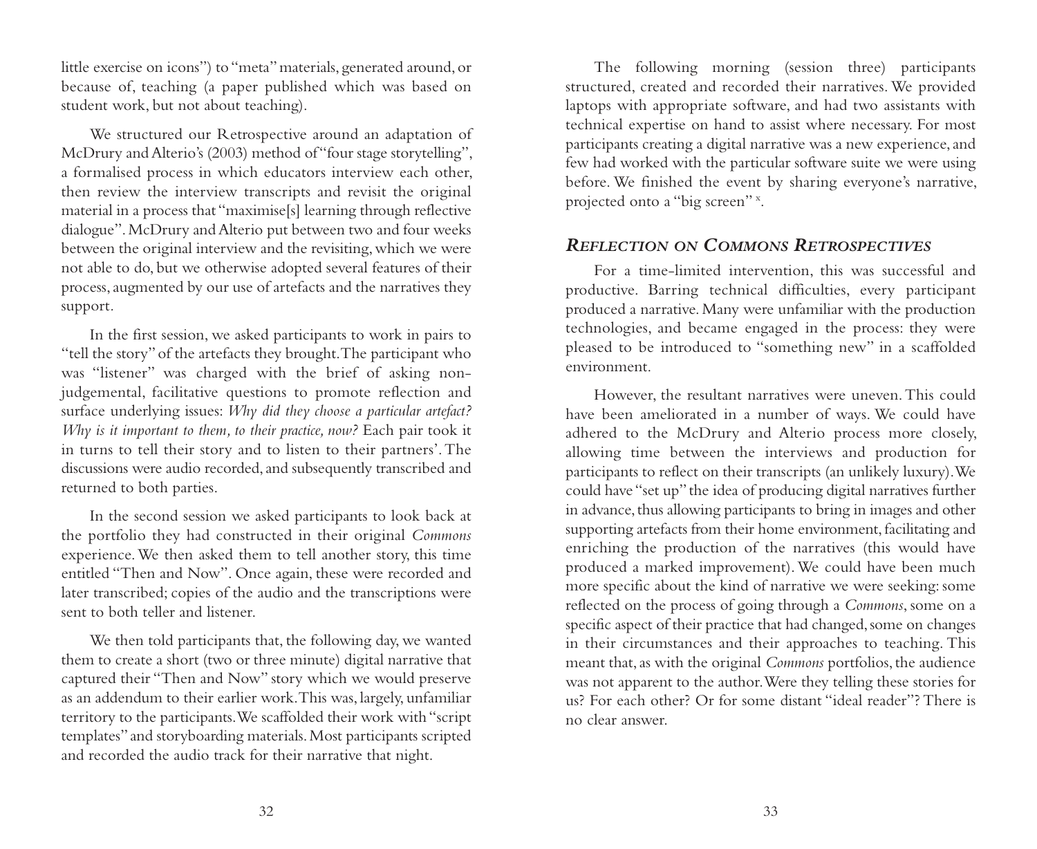little exercise on icons") to "meta" materials, generated around, or because of, teaching (a paper published which was based on student work, but not about teaching).

We structured our Retrospective around an adaptation of McDrury and Alterio's (2003) method of "four stage storytelling", a formalised process in which educators interview each other, then review the interview transcripts and revisit the original material in a process that "maximise[s] learning through reflective dialogue". McDrury and Alterio put between two and four weeks between the original interview and the revisiting, which we were not able to do, but we otherwise adopted several features of their process, augmented by our use of artefacts and the narratives they support.

In the first session, we asked participants to work in pairs to "tell the story" of the artefacts they brought. The participant who was "listener" was charged with the brief of asking non-judgemental, facilitative questions to promote reflection and surface underlying issues: *Why did they choose a particular artefact? Why is it important to them, to their practice, now?* Each pair took it in turns to tell their story and to listen to their partners'. The discussions were audio recorded, and subsequently transcribed and returned to both parties.

In the second session we asked participants to look back at the portfolio they had constructed in their original *Commons* experience. We then asked them to tell another story, this time entitled "Then and Now". Once again, these were recorded and later transcribed; copies of the audio and the transcriptions were sent to both teller and listener.

We then told participants that, the following day, we wanted them to create a short (two or three minute) digital narrative that captured their "Then and Now" story which we would preserve as an addendum to their earlier work. This was, largely, unfamiliar territory to the participants. We scaffolded their work with "script templates" and storyboarding materials. Most participants scripted and recorded the audio track for their narrative that night.

The following morning (session three) participants structured, created and recorded their narratives. We provided laptops with appropriate software, and had two assistants with technical expertise on hand to assist where necessary. For most participants creating a digital narrative was a new experience, and few had worked with the particular software suite we were using before. We finished the event by sharing everyone's narrative, projected onto a "big screen" [x].

### *Reflection on Commons Retrospectives*

For a time-limited intervention, this was successful and productive. Barring technical difficulties, every participant produced a narrative. Many were unfamiliar with the production technologies, and became engaged in the process: they were pleased to be introduced to "something new" in a scaffolded environment.

However, the resultant narratives were uneven. This could have been ameliorated in a number of ways. We could have adhered to the McDrury and Alterio process more closely, allowing time between the interviews and production for participants to reflect on their transcripts (an unlikely luxury). We could have "set up" the idea of producing digital narratives further in advance, thus allowing participants to bring in images and other supporting artefacts from their home environment, facilitating and enriching the production of the narratives (this would have produced a marked improvement). We could have been much more specific about the kind of narrative we were seeking: some reflected on the process of going through a *Commons*, some on a specific aspect of their practice that had changed, some on changes in their circumstances and their approaches to teaching. This meant that, as with the original *Commons* portfolios, the audience was not apparent to the author. Were they telling these stories for us? For each other? Or for some distant "ideal reader"? There is no clear answer.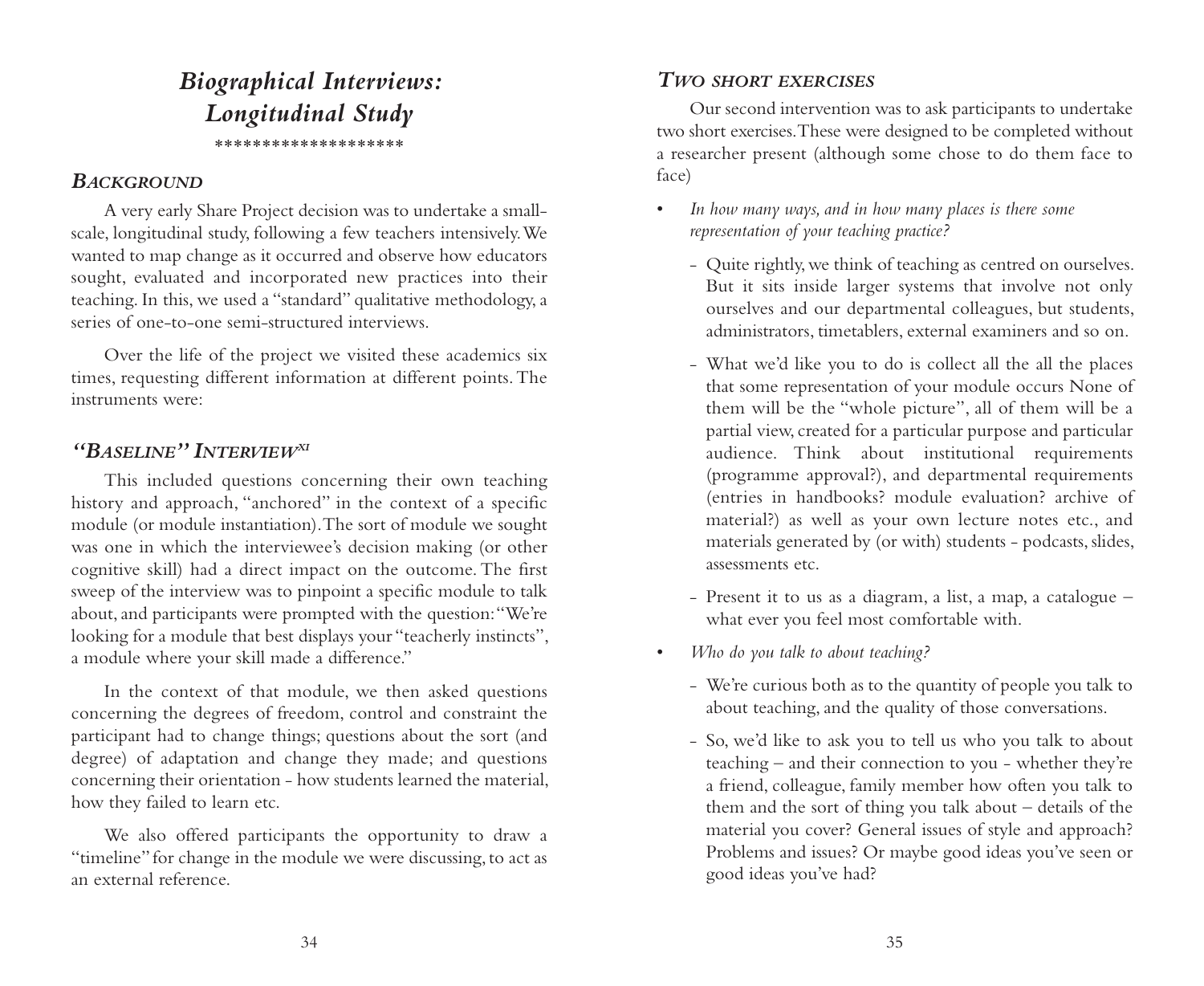# *Biographical Interviews: Longitudinal Study*

*******************

### *Background*

A very early Share Project decision was to undertake a small-scale, longitudinal study, following a few teachers intensively. We wanted to map change as it occurred and observe how educators sought, evaluated and incorporated new practices into their teaching. In this, we used a "standard" qualitative methodology, a series of one-to-one semi-structured interviews.

Over the life of the project we visited these academics six times, requesting different information at different points. The instruments were:

### *"Baseline" Interview*[xi]

This included questions concerning their own teaching history and approach, "anchored" in the context of a specific module (or module instantiation). The sort of module we sought was one in which the interviewee's decision making (or other cognitive skill) had a direct impact on the outcome. The first sweep of the interview was to pinpoint a specific module to talk about, and participants were prompted with the question: "We're looking for a module that best displays your "teacherly instincts", a module where your skill made a difference."

In the context of that module, we then asked questions concerning the degrees of freedom, control and constraint the participant had to change things; questions about the sort (and degree) of adaptation and change they made; and questions concerning their orientation - how students learned the material, how they failed to learn etc.

We also offered participants the opportunity to draw a "timeline" for change in the module we were discussing, to act as an external reference.

### *Two short exercises*

Our second intervention was to ask participants to undertake two short exercises. These were designed to be completed without a researcher present (although some chose to do them face to face)

- *In how many ways, and in how many places is there some representation of your teaching practice?*
  - Quite rightly, we think of teaching as centred on ourselves. But it sits inside larger systems that involve not only ourselves and our departmental colleagues, but students, administrators, timetablers, external examiners and so on.
  - What we'd like you to do is collect all the all the places that some representation of your module occurs None of them will be the "whole picture", all of them will be a partial view, created for a particular purpose and particular audience. Think about institutional requirements (programme approval?), and departmental requirements (entries in handbooks? module evaluation? archive of material?) as well as your own lecture notes etc., and materials generated by (or with) students - podcasts, slides, assessments etc.
  - Present it to us as a diagram, a list, a map, a catalogue – what ever you feel most comfortable with.
- *Who do you talk to about teaching?*
  - We're curious both as to the quantity of people you talk to about teaching, and the quality of those conversations.
  - So, we'd like to ask you to tell us who you talk to about teaching – and their connection to you - whether they're a friend, colleague, family member how often you talk to them and the sort of thing you talk about – details of the material you cover? General issues of style and approach? Problems and issues? Or maybe good ideas you've seen or good ideas you've had?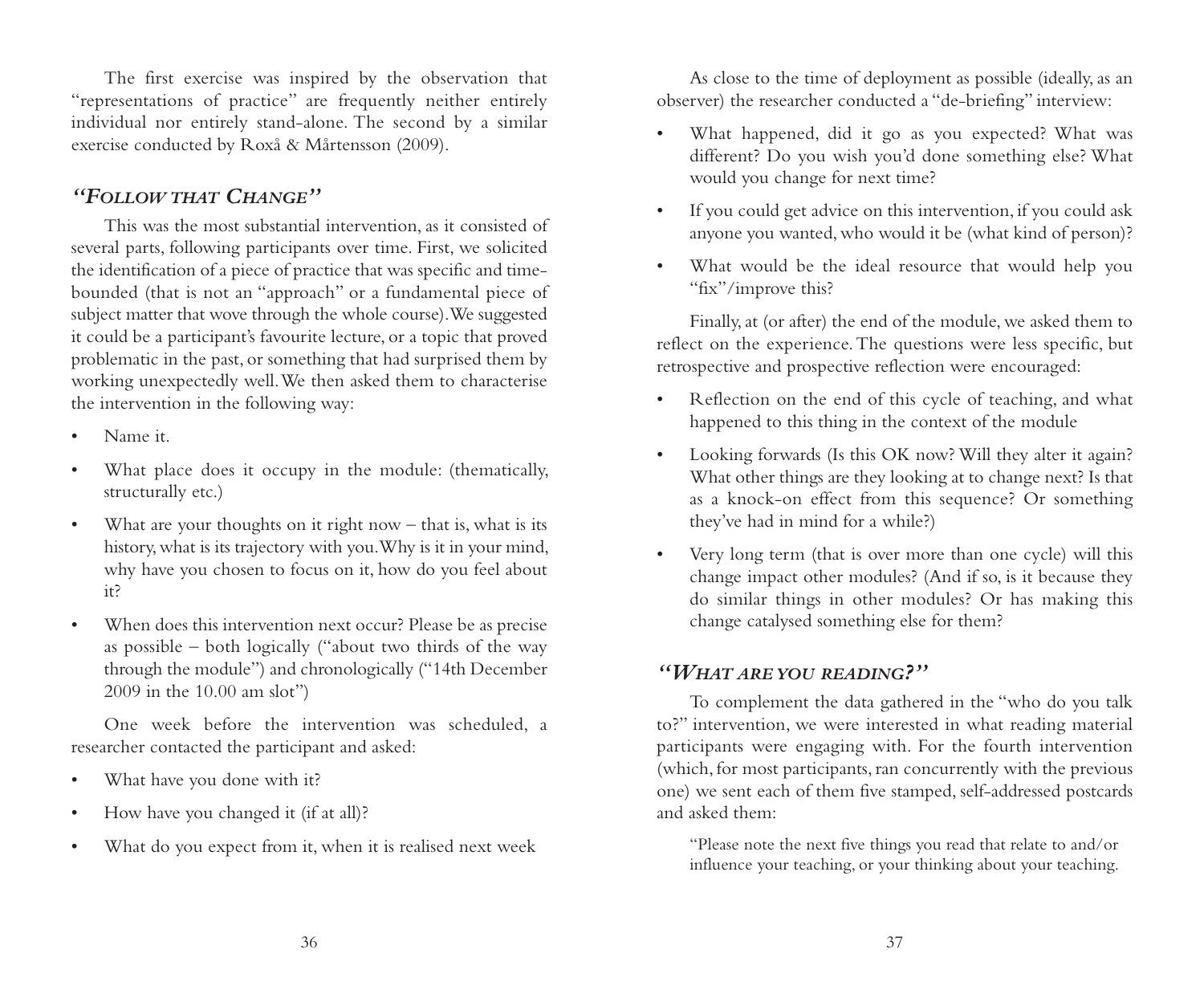The first exercise was inspired by the observation that "representations of practice" are frequently neither entirely individual nor entirely stand-alone. The second by a similar exercise conducted by Roxå & Mårtensson (2009).

### *"Follow that Change"*

This was the most substantial intervention, as it consisted of several parts, following participants over time. First, we solicited the identification of a piece of practice that was specific and time-bounded (that is not an "approach" or a fundamental piece of subject matter that wove through the whole course). We suggested it could be a participant's favourite lecture, or a topic that proved problematic in the past, or something that had surprised them by working unexpectedly well. We then asked them to characterise the intervention in the following way:

- Name it.
- What place does it occupy in the module: (thematically, structurally etc.)
- What are your thoughts on it right now – that is, what is its history, what is its trajectory with you. Why is it in your mind, why have you chosen to focus on it, how do you feel about it?
- When does this intervention next occur? Please be as precise as possible – both logically ("about two thirds of the way through the module") and chronologically ("14th December 2009 in the 10.00 am slot")

One week before the intervention was scheduled, a researcher contacted the participant and asked:

- What have you done with it?
- How have you changed it (if at all)?
- What do you expect from it, when it is realised next week

As close to the time of deployment as possible (ideally, as an observer) the researcher conducted a "de-briefing" interview:

- What happened, did it go as you expected? What was different? Do you wish you'd done something else? What would you change for next time?
- If you could get advice on this intervention, if you could ask anyone you wanted, who would it be (what kind of person)?
- What would be the ideal resource that would help you "fix"/improve this?

Finally, at (or after) the end of the module, we asked them to reflect on the experience. The questions were less specific, but retrospective and prospective reflection were encouraged:

- Reflection on the end of this cycle of teaching, and what happened to this thing in the context of the module
- Looking forwards (Is this OK now? Will they alter it again? What other things are they looking at to change next? Is that as a knock-on effect from this sequence? Or something they've had in mind for a while?)
- Very long term (that is over more than one cycle) will this change impact other modules? (And if so, is it because they do similar things in other modules? Or has making this change catalysed something else for them?

### *"What are you reading?"*

To complement the data gathered in the "who do you talk to?" intervention, we were interested in what reading material participants were engaging with. For the fourth intervention (which, for most participants, ran concurrently with the previous one) we sent each of them five stamped, self-addressed postcards and asked them:

> "Please note the next five things you read that relate to and/or influence your teaching, or your thinking about your teaching.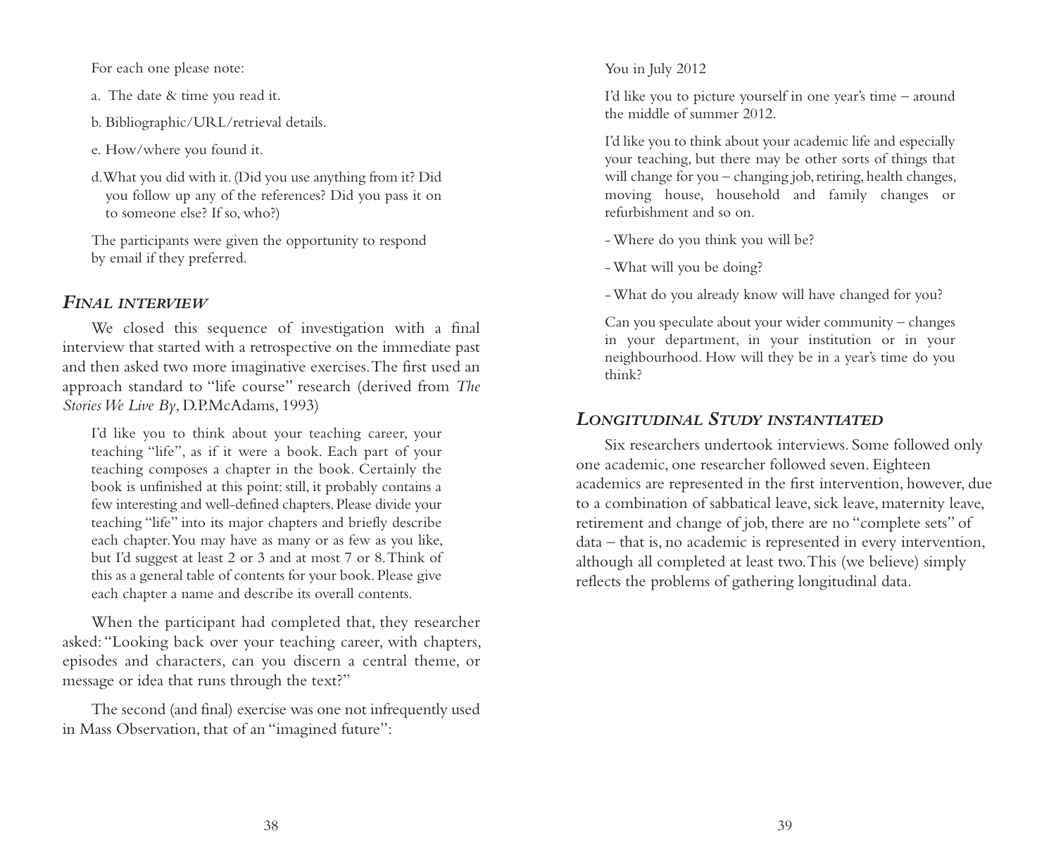For each one please note:

a. The date & time you read it.

b. Bibliographic/URL/retrieval details.

e. How/where you found it.

d. What you did with it. (Did you use anything from it? Did you follow up any of the references? Did you pass it on to someone else? If so, who?)

The participants were given the opportunity to respond by email if they preferred.

### *Final interview*

We closed this sequence of investigation with a final interview that started with a retrospective on the immediate past and then asked two more imaginative exercises. The first used an approach standard to "life course" research (derived from *The Stories We Live By*, D.P.McAdams, 1993)

> I'd like you to think about your teaching career, your teaching "life", as if it were a book. Each part of your teaching composes a chapter in the book. Certainly the book is unfinished at this point: still, it probably contains a few interesting and well-defined chapters. Please divide your teaching "life" into its major chapters and briefly describe each chapter. You may have as many or as few as you like, but I'd suggest at least 2 or 3 and at most 7 or 8. Think of this as a general table of contents for your book. Please give each chapter a name and describe its overall contents.

When the participant had completed that, they researcher asked: "Looking back over your teaching career, with chapters, episodes and characters, can you discern a central theme, or message or idea that runs through the text?"

The second (and final) exercise was one not infrequently used in Mass Observation, that of an "imagined future":

> You in July 2012
>
> I'd like you to picture yourself in one year's time – around the middle of summer 2012.
>
> I'd like you to think about your academic life and especially your teaching, but there may be other sorts of things that will change for you – changing job, retiring, health changes, moving house, household and family changes or refurbishment and so on.
>
> - Where do you think you will be?
> - What will you be doing?
> - What do you already know will have changed for you?
>
> Can you speculate about your wider community – changes in your department, in your institution or in your neighbourhood. How will they be in a year's time do you think?

### *Longitudinal Study instantiated*

Six researchers undertook interviews. Some followed only one academic, one researcher followed seven. Eighteen academics are represented in the first intervention, however, due to a combination of sabbatical leave, sick leave, maternity leave, retirement and change of job, there are no "complete sets" of data – that is, no academic is represented in every intervention, although all completed at least two. This (we believe) simply reflects the problems of gathering longitudinal data.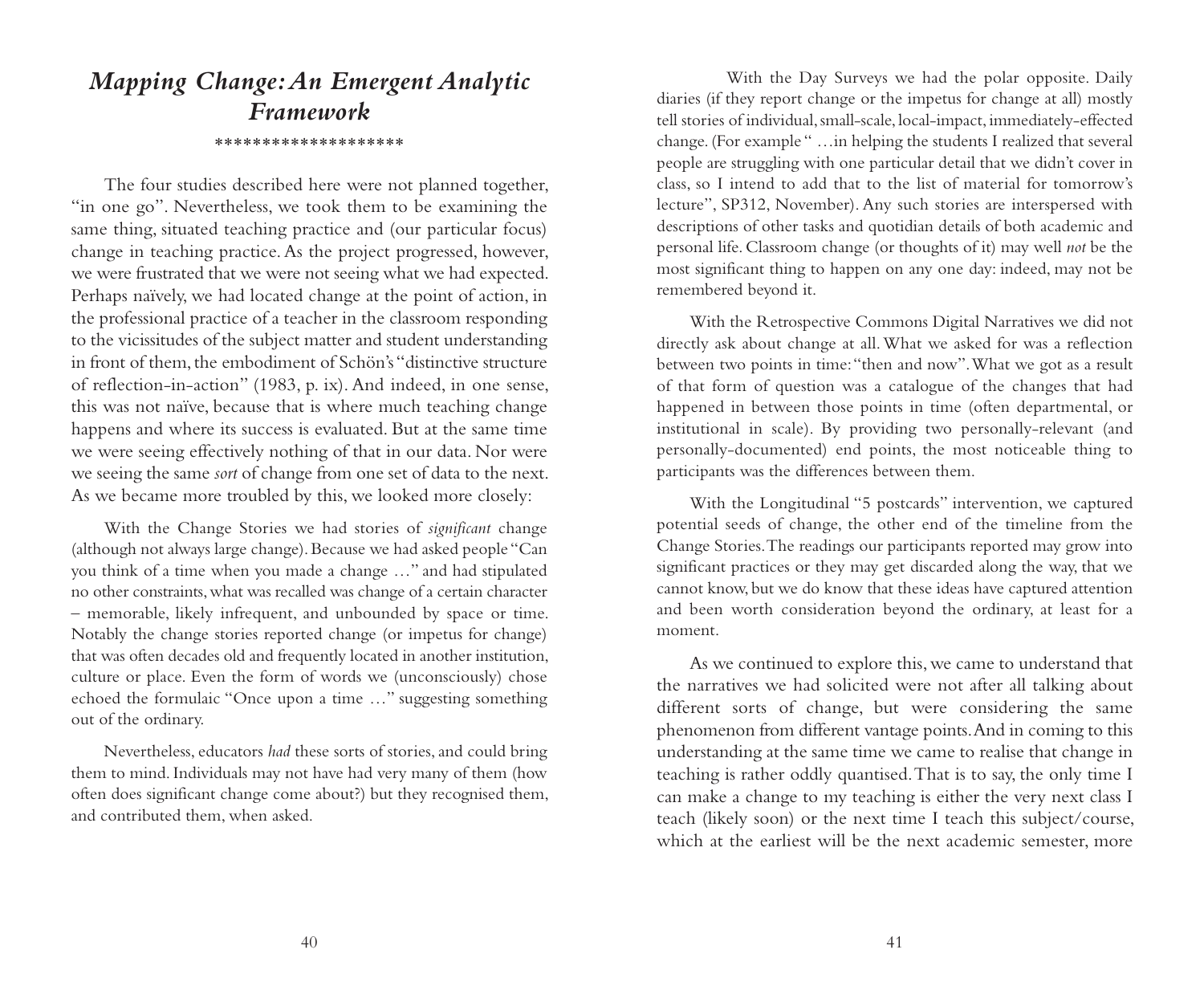# *Mapping Change: An Emergent Analytic Framework*

\*\*\*\*\*\*\*\*\*\*\*\*\*\*\*\*\*\*\*\*

The four studies described here were not planned together, "in one go". Nevertheless, we took them to be examining the same thing, situated teaching practice and (our particular focus) change in teaching practice. As the project progressed, however, we were frustrated that we were not seeing what we had expected. Perhaps naïvely, we had located change at the point of action, in the professional practice of a teacher in the classroom responding to the vicissitudes of the subject matter and student understanding in front of them, the embodiment of Schön's "distinctive structure of reflection-in-action" (1983, p. ix). And indeed, in one sense, this was not naïve, because that is where much teaching change happens and where its success is evaluated. But at the same time we were seeing effectively nothing of that in our data. Nor were we seeing the same *sort* of change from one set of data to the next. As we became more troubled by this, we looked more closely:

With the Change Stories we had stories of *significant* change (although not always large change). Because we had asked people "Can you think of a time when you made a change …" and had stipulated no other constraints, what was recalled was change of a certain character – memorable, likely infrequent, and unbounded by space or time. Notably the change stories reported change (or impetus for change) that was often decades old and frequently located in another institution, culture or place. Even the form of words we (unconsciously) chose echoed the formulaic "Once upon a time …" suggesting something out of the ordinary.

Nevertheless, educators *had* these sorts of stories, and could bring them to mind. Individuals may not have had very many of them (how often does significant change come about?) but they recognised them, and contributed them, when asked.

With the Day Surveys we had the polar opposite. Daily diaries (if they report change or the impetus for change at all) mostly tell stories of individual, small-scale, local-impact, immediately-effected change. (For example " …in helping the students I realized that several people are struggling with one particular detail that we didn't cover in class, so I intend to add that to the list of material for tomorrow's lecture", SP312, November). Any such stories are interspersed with descriptions of other tasks and quotidian details of both academic and personal life. Classroom change (or thoughts of it) may well *not* be the most significant thing to happen on any one day: indeed, may not be remembered beyond it.

With the Retrospective Commons Digital Narratives we did not directly ask about change at all. What we asked for was a reflection between two points in time: "then and now". What we got as a result of that form of question was a catalogue of the changes that had happened in between those points in time (often departmental, or institutional in scale). By providing two personally-relevant (and personally-documented) end points, the most noticeable thing to participants was the differences between them.

With the Longitudinal "5 postcards" intervention, we captured potential seeds of change, the other end of the timeline from the Change Stories. The readings our participants reported may grow into significant practices or they may get discarded along the way, that we cannot know, but we do know that these ideas have captured attention and been worth consideration beyond the ordinary, at least for a moment.

As we continued to explore this, we came to understand that the narratives we had solicited were not after all talking about different sorts of change, but were considering the same phenomenon from different vantage points. And in coming to this understanding at the same time we came to realise that change in teaching is rather oddly quantised. That is to say, the only time I can make a change to my teaching is either the very next class I teach (likely soon) or the next time I teach this subject/course, which at the earliest will be the next academic semester, more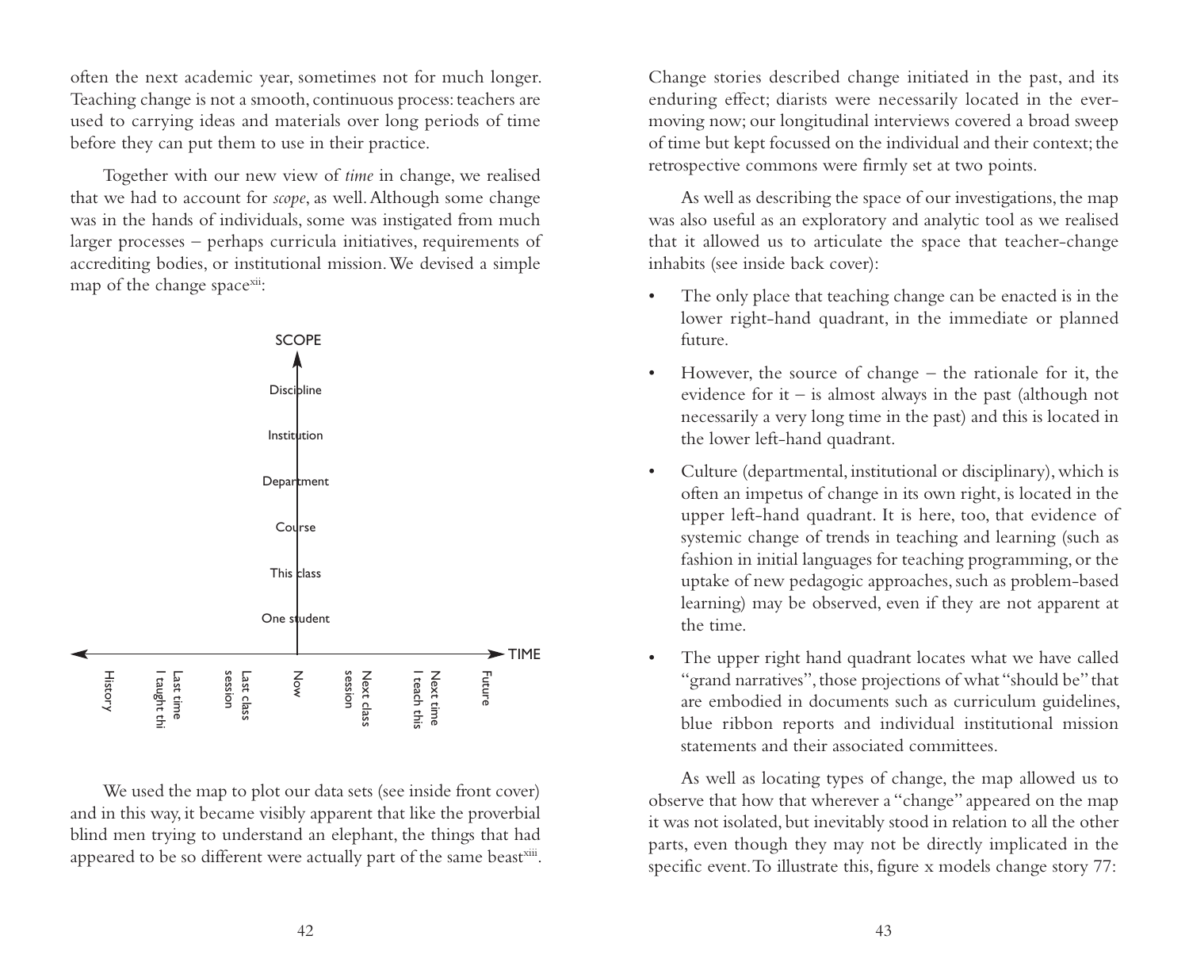often the next academic year, sometimes not for much longer. Teaching change is not a smooth, continuous process: teachers are used to carrying ideas and materials over long periods of time before they can put them to use in their practice.

Together with our new view of *time* in change, we realised that we had to account for *scope*, as well. Although some change was in the hands of individuals, some was instigated from much larger processes – perhaps curricula initiatives, requirements of accrediting bodies, or institutional mission. We devised a simple map of the change space[xii]:

SCOPE: Discipline, Institution, Department, Course, This class, One student

TIME: History, Last time I taught thi, Last class session, Now, Next class session, Next time I teach this, Future

We used the map to plot our data sets (see inside front cover) and in this way, it became visibly apparent that like the proverbial blind men trying to understand an elephant, the things that had appeared to be so different were actually part of the same beast[xiii].

Change stories described change initiated in the past, and its enduring effect; diarists were necessarily located in the ever-moving now; our longitudinal interviews covered a broad sweep of time but kept focussed on the individual and their context; the retrospective commons were firmly set at two points.

As well as describing the space of our investigations, the map was also useful as an exploratory and analytic tool as we realised that it allowed us to articulate the space that teacher-change inhabits (see inside back cover):

- The only place that teaching change can be enacted is in the lower right-hand quadrant, in the immediate or planned future.
- However, the source of change – the rationale for it, the evidence for it – is almost always in the past (although not necessarily a very long time in the past) and this is located in the lower left-hand quadrant.
- Culture (departmental, institutional or disciplinary), which is often an impetus of change in its own right, is located in the upper left-hand quadrant. It is here, too, that evidence of systemic change of trends in teaching and learning (such as fashion in initial languages for teaching programming, or the uptake of new pedagogic approaches, such as problem-based learning) may be observed, even if they are not apparent at the time.
- The upper right hand quadrant locates what we have called "grand narratives", those projections of what "should be" that are embodied in documents such as curriculum guidelines, blue ribbon reports and individual institutional mission statements and their associated committees.

As well as locating types of change, the map allowed us to observe that how that wherever a "change" appeared on the map it was not isolated, but inevitably stood in relation to all the other parts, even though they may not be directly implicated in the specific event. To illustrate this, figure x models change story 77: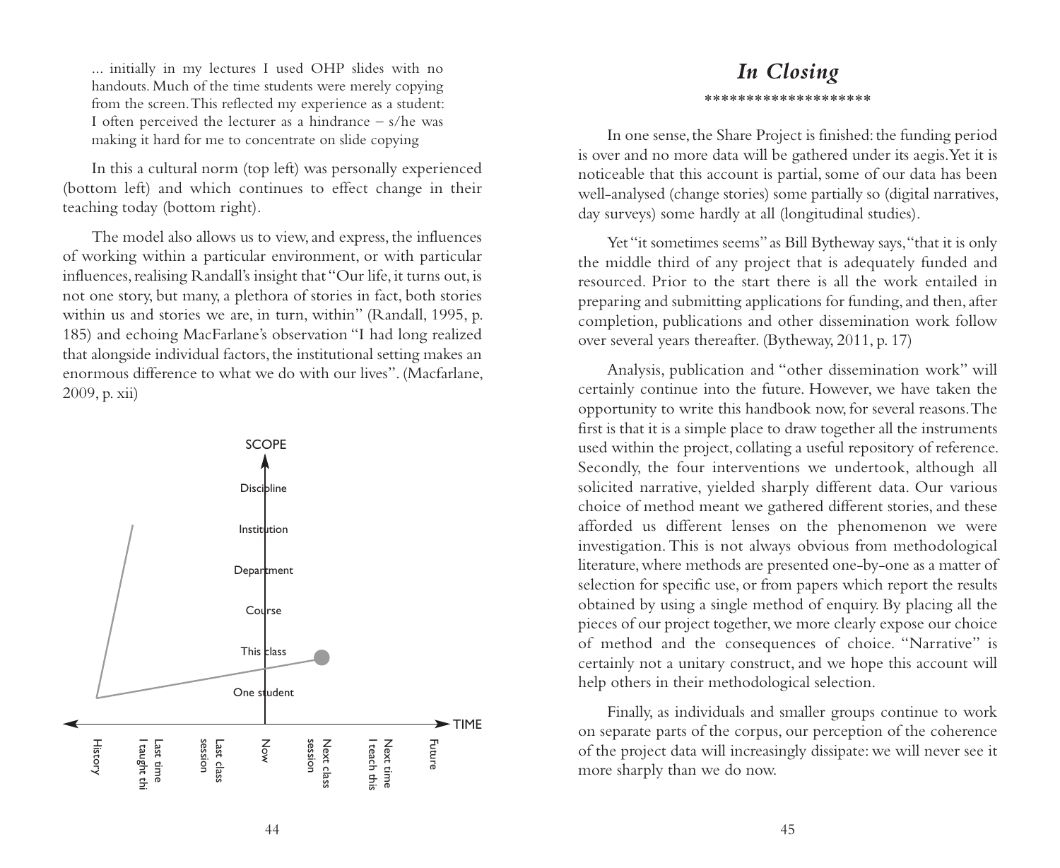> ... initially in my lectures I used OHP slides with no handouts. Much of the time students were merely copying from the screen. This reflected my experience as a student: I often perceived the lecturer as a hindrance – s/he was making it hard for me to concentrate on slide copying

In this a cultural norm (top left) was personally experienced (bottom left) and which continues to effect change in their teaching today (bottom right).

The model also allows us to view, and express, the influences of working within a particular environment, or with particular influences, realising Randall's insight that "Our life, it turns out, is not one story, but many, a plethora of stories in fact, both stories within us and stories we are, in turn, within" (Randall, 1995, p. 185) and echoing MacFarlane's observation "I had long realized that alongside individual factors, the institutional setting makes an enormous difference to what we do with our lives". (Macfarlane, 2009, p. xii)

SCOPE: Discipline, Institution, Department, Course, This class, One student

TIME: History, Last time I taught thi, Last class session, Now, Next class session, Next time I teach this, Future

# *In Closing*

\*\*\*\*\*\*\*\*\*\*\*\*\*\*\*\*\*\*\*\*

In one sense, the Share Project is finished: the funding period is over and no more data will be gathered under its aegis. Yet it is noticeable that this account is partial, some of our data has been well-analysed (change stories) some partially so (digital narratives, day surveys) some hardly at all (longitudinal studies).

Yet "it sometimes seems" as Bill Bytheway says, "that it is only the middle third of any project that is adequately funded and resourced. Prior to the start there is all the work entailed in preparing and submitting applications for funding, and then, after completion, publications and other dissemination work follow over several years thereafter. (Bytheway, 2011, p. 17)

Analysis, publication and "other dissemination work" will certainly continue into the future. However, we have taken the opportunity to write this handbook now, for several reasons. The first is that it is a simple place to draw together all the instruments used within the project, collating a useful repository of reference. Secondly, the four interventions we undertook, although all solicited narrative, yielded sharply different data. Our various choice of method meant we gathered different stories, and these afforded us different lenses on the phenomenon we were investigation. This is not always obvious from methodological literature, where methods are presented one-by-one as a matter of selection for specific use, or from papers which report the results obtained by using a single method of enquiry. By placing all the pieces of our project together, we more clearly expose our choice of method and the consequences of choice. "Narrative" is certainly not a unitary construct, and we hope this account will help others in their methodological selection.

Finally, as individuals and smaller groups continue to work on separate parts of the corpus, our perception of the coherence of the project data will increasingly dissipate: we will never see it more sharply than we do now.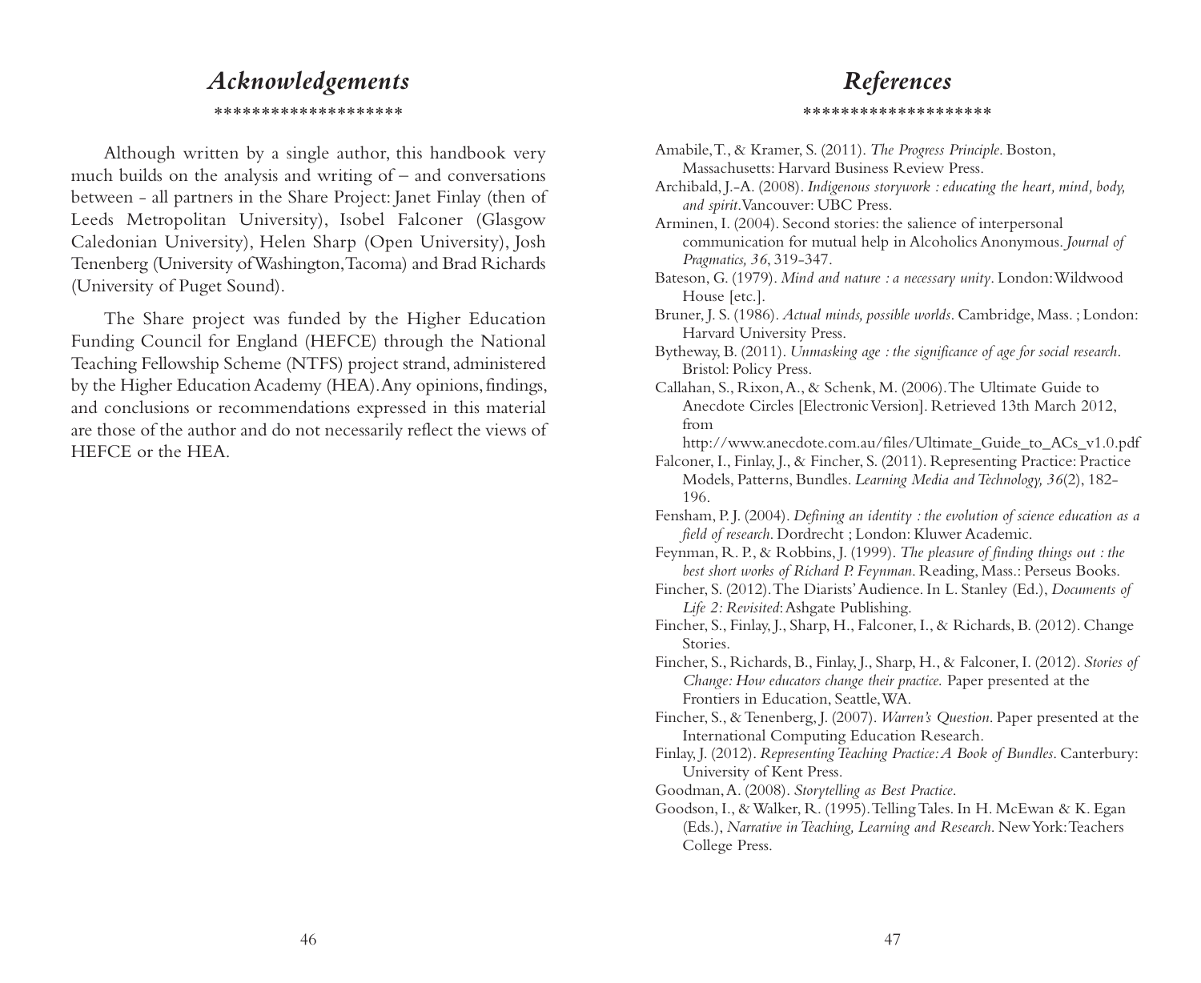# *Acknowledgements*

*******************

Although written by a single author, this handbook very much builds on the analysis and writing of – and conversations between - all partners in the Share Project: Janet Finlay (then of Leeds Metropolitan University), Isobel Falconer (Glasgow Caledonian University), Helen Sharp (Open University), Josh Tenenberg (University of Washington, Tacoma) and Brad Richards (University of Puget Sound).

The Share project was funded by the Higher Education Funding Council for England (HEFCE) through the National Teaching Fellowship Scheme (NTFS) project strand, administered by the Higher Education Academy (HEA). Any opinions, findings, and conclusions or recommendations expressed in this material are those of the author and do not necessarily reflect the views of HEFCE or the HEA.

# *References*

*******************

Amabile, T., & Kramer, S. (2011). *The Progress Principle*. Boston, Massachusetts: Harvard Business Review Press.

Archibald, J.-A. (2008). *Indigenous storywork : educating the heart, mind, body, and spirit*. Vancouver: UBC Press.

Arminen, I. (2004). Second stories: the salience of interpersonal communication for mutual help in Alcoholics Anonymous. *Journal of Pragmatics, 36*, 319-347.

Bateson, G. (1979). *Mind and nature : a necessary unity*. London: Wildwood House [etc.].

Bruner, J. S. (1986). *Actual minds, possible worlds*. Cambridge, Mass. ; London: Harvard University Press.

Bytheway, B. (2011). *Unmasking age : the significance of age for social research*. Bristol: Policy Press.

Callahan, S., Rixon, A., & Schenk, M. (2006). The Ultimate Guide to Anecdote Circles [Electronic Version]. Retrieved 13th March 2012, from http://www.anecdote.com.au/files/Ultimate_Guide_to_ACs_v1.0.pdf

Falconer, I., Finlay, J., & Fincher, S. (2011). Representing Practice: Practice Models, Patterns, Bundles. *Learning Media and Technology, 36*(2), 182-196.

Fensham, P. J. (2004). *Defining an identity : the evolution of science education as a field of research*. Dordrecht ; London: Kluwer Academic.

Feynman, R. P., & Robbins, J. (1999). *The pleasure of finding things out : the best short works of Richard P. Feynman*. Reading, Mass.: Perseus Books.

Fincher, S. (2012). The Diarists' Audience. In L. Stanley (Ed.), *Documents of Life 2: Revisited*: Ashgate Publishing.

Fincher, S., Finlay, J., Sharp, H., Falconer, I., & Richards, B. (2012). Change Stories.

Fincher, S., Richards, B., Finlay, J., Sharp, H., & Falconer, I. (2012). *Stories of Change: How educators change their practice.* Paper presented at the Frontiers in Education, Seattle, WA.

Fincher, S., & Tenenberg, J. (2007). *Warren's Question*. Paper presented at the International Computing Education Research.

Finlay, J. (2012). *Representing Teaching Practice: A Book of Bundles*. Canterbury: University of Kent Press.

Goodman, A. (2008). *Storytelling as Best Practice*.

Goodson, I., & Walker, R. (1995). Telling Tales. In H. McEwan & K. Egan (Eds.), *Narrative in Teaching, Learning and Research*. New York: Teachers College Press.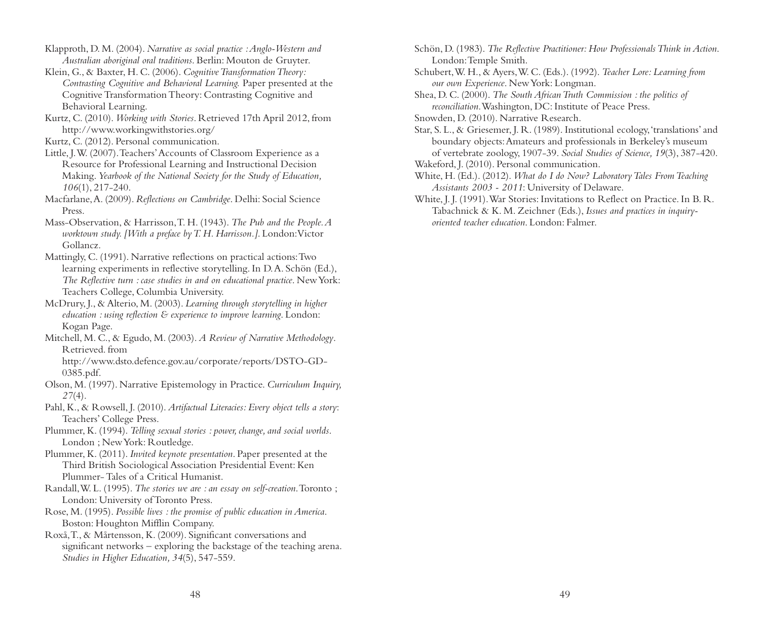Klapproth, D. M. (2004). *Narrative as social practice : Anglo-Western and Australian aboriginal oral traditions*. Berlin: Mouton de Gruyter.

Klein, G., & Baxter, H. C. (2006). *Cognitive Transformation Theory: Contrasting Cognitive and Behavioral Learning.* Paper presented at the Cognitive Transformation Theory: Contrasting Cognitive and Behavioral Learning.

Kurtz, C. (2010). *Working with Stories*. Retrieved 17th April 2012, from http://www.workingwithstories.org/

Kurtz, C. (2012). Personal communication.

Little, J. W. (2007). Teachers' Accounts of Classroom Experience as a Resource for Professional Learning and Instructional Decision Making. *Yearbook of the National Society for the Study of Education, 106*(1), 217-240.

Macfarlane, A. (2009). *Reflections on Cambridge*. Delhi: Social Science Press.

Mass-Observation, & Harrisson, T. H. (1943). *The Pub and the People. A worktown study. [With a preface by T. H. Harrisson.].* London: Victor Gollancz.

Mattingly, C. (1991). Narrative reflections on practical actions: Two learning experiments in reflective storytelling. In D. A. Schön (Ed.), *The Reflective turn : case studies in and on educational practice*. New York: Teachers College, Columbia University.

McDrury, J., & Alterio, M. (2003). *Learning through storytelling in higher education : using reflection & experience to improve learning*. London: Kogan Page.

Mitchell, M. C., & Egudo, M. (2003). *A Review of Narrative Methodology*. Retrieved. from http://www.dsto.defence.gov.au/corporate/reports/DSTO-GD-0385.pdf.

Olson, M. (1997). Narrative Epistemology in Practice. *Curriculum Inquiry, 27*(4).

Pahl, K., & Rowsell, J. (2010). *Artifactual Literacies: Every object tells a story*: Teachers' College Press.

Plummer, K. (1994). *Telling sexual stories : power, change, and social worlds*. London ; New York: Routledge.

Plummer, K. (2011). *Invited keynote presentation*. Paper presented at the Third British Sociological Association Presidential Event: Ken Plummer- Tales of a Critical Humanist.

Randall, W. L. (1995). *The stories we are : an essay on self-creation*. Toronto ; London: University of Toronto Press.

Rose, M. (1995). *Possible lives : the promise of public education in America*. Boston: Houghton Mifflin Company.

Roxå, T., & Mårtensson, K. (2009). Significant conversations and significant networks – exploring the backstage of the teaching arena. *Studies in Higher Education, 34*(5), 547-559.

Schön, D. (1983). *The Reflective Practitioner: How Professionals Think in Action*. London: Temple Smith.

Schubert, W. H., & Ayers, W. C. (Eds.). (1992). *Teacher Lore: Learning from our own Experience*. New York: Longman.

Shea, D. C. (2000). *The South African Truth Commission : the politics of reconciliation*. Washington, DC: Institute of Peace Press.

Snowden, D. (2010). Narrative Research.

Star, S. L., & Griesemer, J. R. (1989). Institutional ecology, 'translations' and boundary objects: Amateurs and professionals in Berkeley's museum of vertebrate zoology, 1907-39. *Social Studies of Science, 19*(3), 387-420.

Wakeford, J. (2010). Personal communication.

White, H. (Ed.). (2012). *What do I do Now? Laboratory Tales From Teaching Assistants 2003 - 2011*: University of Delaware.

White, J. J. (1991). War Stories: Invitations to Reflect on Practice. In B. R. Tabachnick & K. M. Zeichner (Eds.), *Issues and practices in inquiry-oriented teacher education*. London: Falmer.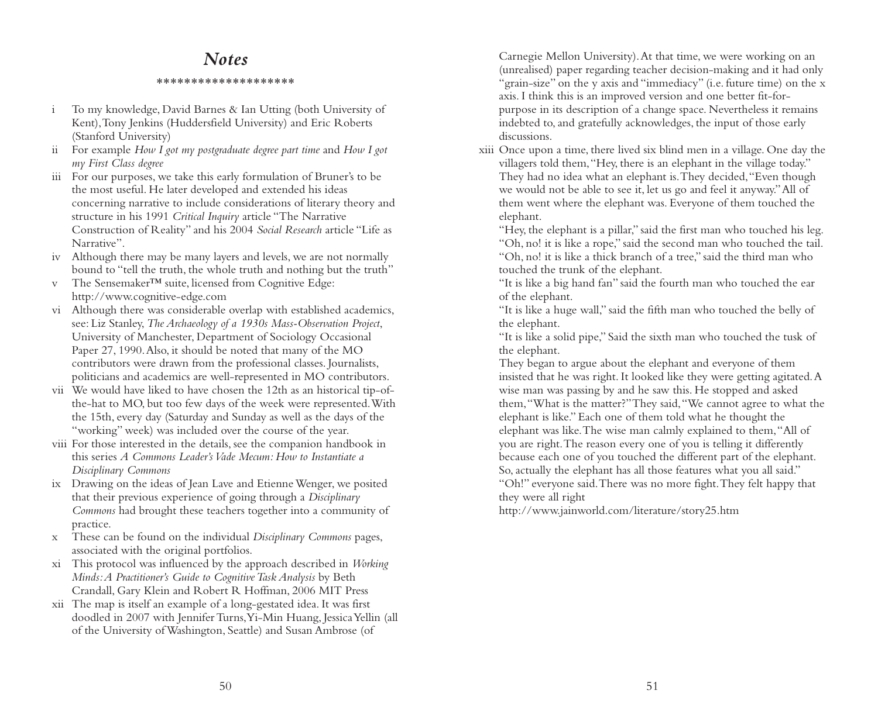# *Notes*

\*\*\*\*\*\*\*\*\*\*\*\*\*\*\*\*\*\*\*\*

i To my knowledge, David Barnes & Ian Utting (both University of Kent), Tony Jenkins (Huddersfield University) and Eric Roberts (Stanford University)

ii For example *How I got my postgraduate degree part time* and *How I got my First Class degree*

iii For our purposes, we take this early formulation of Bruner's to be the most useful. He later developed and extended his ideas concerning narrative to include considerations of literary theory and structure in his 1991 *Critical Inquiry* article "The Narrative Construction of Reality" and his 2004 *Social Research* article "Life as Narrative".

iv Although there may be many layers and levels, we are not normally bound to "tell the truth, the whole truth and nothing but the truth"

v The Sensemaker™ suite, licensed from Cognitive Edge: http://www.cognitive-edge.com

vi Although there was considerable overlap with established academics, see: Liz Stanley, *The Archaeology of a 1930s Mass-Observation Project*, University of Manchester, Department of Sociology Occasional Paper 27, 1990. Also, it should be noted that many of the MO contributors were drawn from the professional classes. Journalists, politicians and academics are well-represented in MO contributors.

vii We would have liked to have chosen the 12th as an historical tip-of-the-hat to MO, but too few days of the week were represented. With the 15th, every day (Saturday and Sunday as well as the days of the "working" week) was included over the course of the year.

viii For those interested in the details, see the companion handbook in this series *A Commons Leader's Vade Mecum: How to Instantiate a Disciplinary Commons*

ix Drawing on the ideas of Jean Lave and Etienne Wenger, we posited that their previous experience of going through a *Disciplinary Commons* had brought these teachers together into a community of practice.

x These can be found on the individual *Disciplinary Commons* pages, associated with the original portfolios.

xi This protocol was influenced by the approach described in *Working Minds: A Practitioner's Guide to Cognitive Task Analysis* by Beth Crandall, Gary Klein and Robert R Hoffman, 2006 MIT Press

xii The map is itself an example of a long-gestated idea. It was first doodled in 2007 with Jennifer Turns, Yi-Min Huang, Jessica Yellin (all of the University of Washington, Seattle) and Susan Ambrose (of Carnegie Mellon University). At that time, we were working on an (unrealised) paper regarding teacher decision-making and it had only "grain-size" on the y axis and "immediacy" (i.e. future time) on the x axis. I think this is an improved version and one better fit-for-purpose in its description of a change space. Nevertheless it remains indebted to, and gratefully acknowledges, the input of those early discussions.

xiii Once upon a time, there lived six blind men in a village. One day the villagers told them, "Hey, there is an elephant in the village today." They had no idea what an elephant is. They decided, "Even though we would not be able to see it, let us go and feel it anyway." All of them went where the elephant was. Everyone of them touched the elephant.

"Hey, the elephant is a pillar," said the first man who touched his leg.
"Oh, no! it is like a rope," said the second man who touched the tail.
"Oh, no! it is like a thick branch of a tree," said the third man who touched the trunk of the elephant.
"It is like a big hand fan" said the fourth man who touched the ear of the elephant.
"It is like a huge wall," said the fifth man who touched the belly of the elephant.
"It is like a solid pipe," Said the sixth man who touched the tusk of the elephant.
They began to argue about the elephant and everyone of them insisted that he was right. It looked like they were getting agitated. A wise man was passing by and he saw this. He stopped and asked them, "What is the matter?" They said, "We cannot agree to what the elephant is like." Each one of them told what he thought the elephant was like. The wise man calmly explained to them, "All of you are right. The reason every one of you is telling it differently because each one of you touched the different part of the elephant. So, actually the elephant has all those features what you all said."
"Oh!" everyone said. There was no more fight. They felt happy that they were all right
http://www.jainworld.com/literature/story25.htm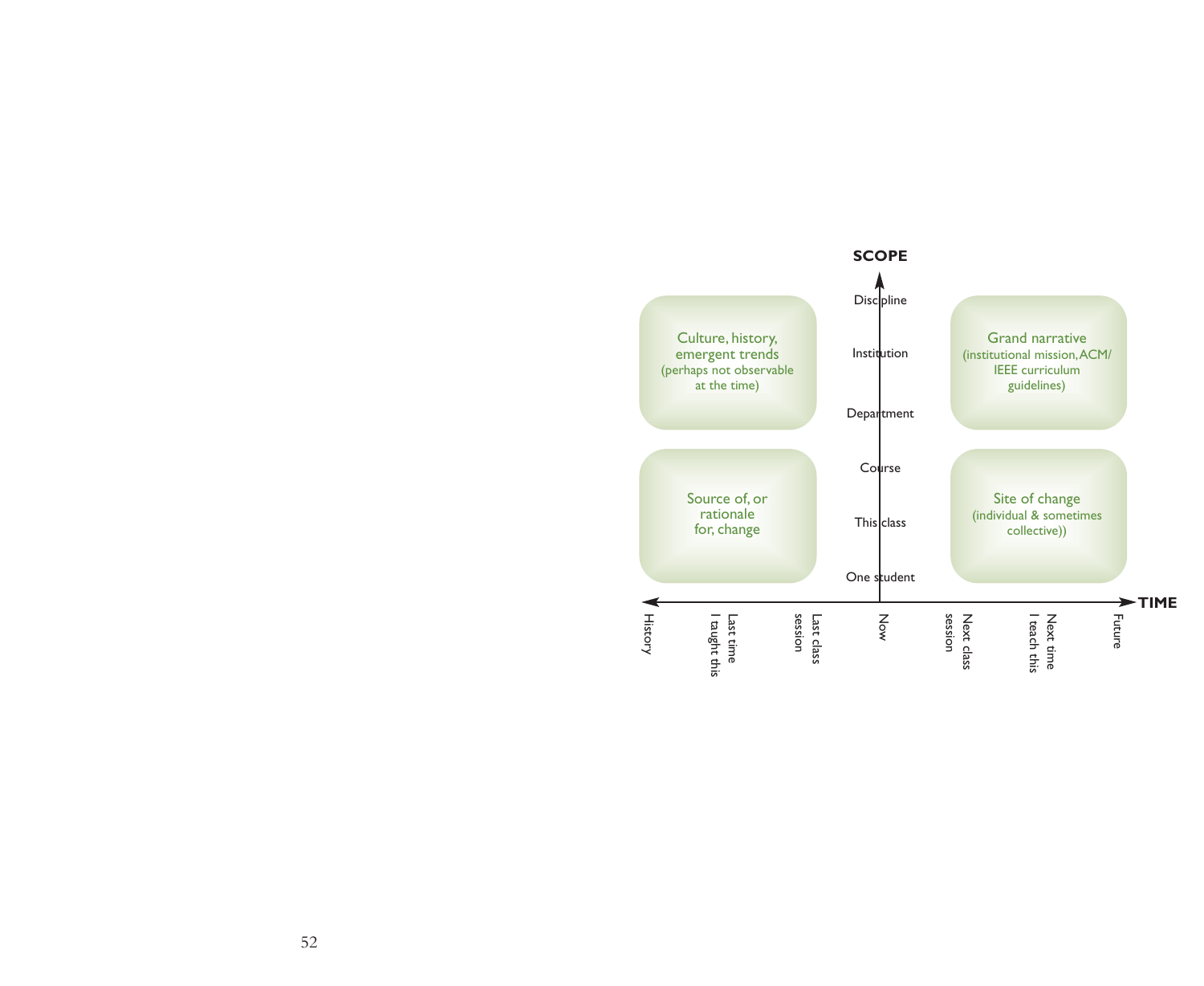**SCOPE**

Discipline

Institution

Department

Course

This class

One student

**TIME**

History | Last time I taught this | Last class session | Now | Next class session | Next time I teach this | Future

Culture, history, emergent trends (perhaps not observable at the time)

Grand narrative (institutional mission, ACM/IEEE curriculum guidelines)

Source of, or rationale for, change

Site of change (individual & sometimes collective))